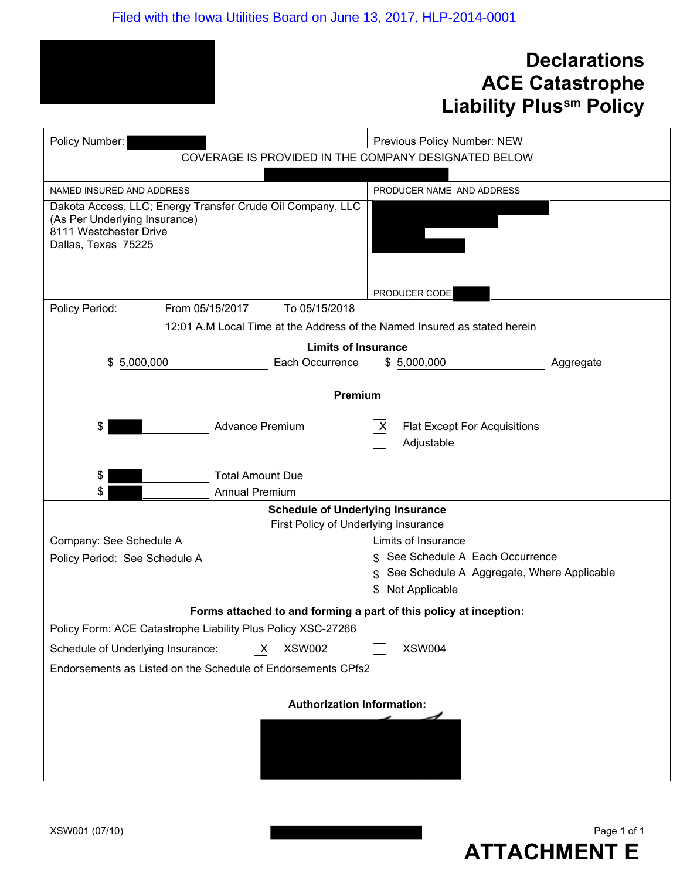Filed with the Iowa Utilities Board on June 13, 2017, HLP-2014-0001

# Declarations
# ACE Catastrophe Liability Plus[sm] Policy

| | |
|---|---|
| Policy Number: | Previous Policy Number: NEW |

COVERAGE IS PROVIDED IN THE COMPANY DESIGNATED BELOW

| NAMED INSURED AND ADDRESS | PRODUCER NAME AND ADDRESS |
|---|---|
| Dakota Access, LLC; Energy Transfer Crude Oil Company, LLC (As Per Underlying Insurance) 8111 Westchester Drive Dallas, Texas 75225 | PRODUCER CODE |

Policy Period: From 05/15/2017 To 05/15/2018

12:01 A.M Local Time at the Address of the Named Insured as stated herein

**Limits of Insurance**

$ 5,000,000 Each Occurrence $ 5,000,000 Aggregate

**Premium**

$ Advance Premium

[X] Flat Except For Acquisitions

[ ] Adjustable

$ Total Amount Due

$ Annual Premium

**Schedule of Underlying Insurance**

First Policy of Underlying Insurance

Company: See Schedule A

Policy Period: See Schedule A

Limits of Insurance

$ See Schedule A Each Occurrence

$ See Schedule A Aggregate, Where Applicable

$ Not Applicable

**Forms attached to and forming a part of this policy at inception:**

Policy Form: ACE Catastrophe Liability Plus Policy XSC-27266

Schedule of Underlying Insurance: [X] XSW002 [ ] XSW004

Endorsements as Listed on the Schedule of Endorsements CPfs2

**Authorization Information:**

XSW001 (07/10)

**ATTACHMENT E**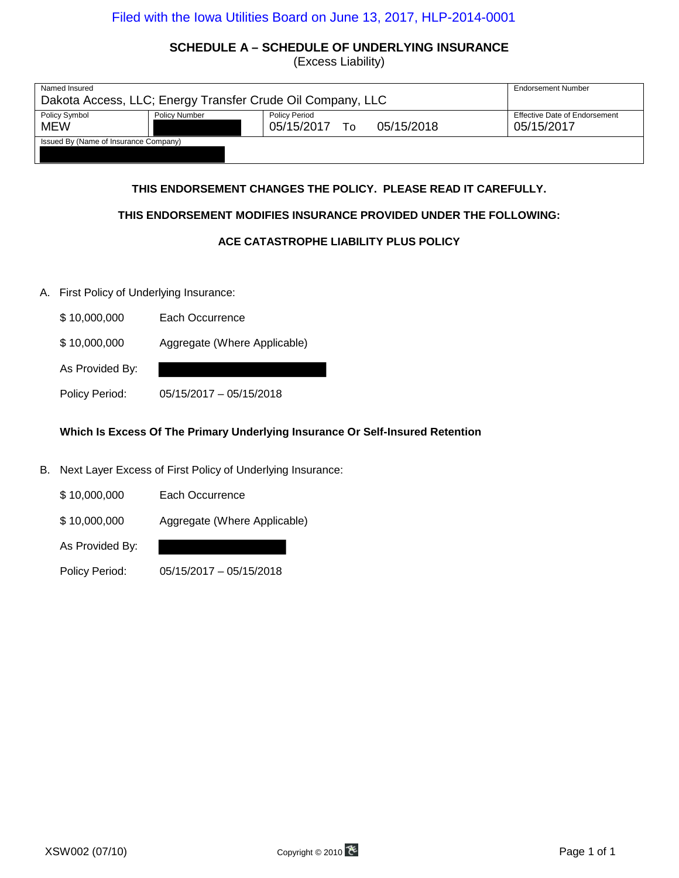Filed with the Iowa Utilities Board on June 13, 2017, HLP-2014-0001

# SCHEDULE A – SCHEDULE OF UNDERLYING INSURANCE

(Excess Liability)

| Named Insured | | | Endorsement Number |
|---|---|---|---|
| Dakota Access, LLC; Energy Transfer Crude Oil Company, LLC | | | |
| Policy Symbol<br>MEW | Policy Number<br>█████ | Policy Period<br>05/15/2017 To 05/15/2018 | Effective Date of Endorsement<br>05/15/2017 |
| Issued By (Name of Insurance Company)<br>█████ | | | |

**THIS ENDORSEMENT CHANGES THE POLICY. PLEASE READ IT CAREFULLY.**

**THIS ENDORSEMENT MODIFIES INSURANCE PROVIDED UNDER THE FOLLOWING:**

**ACE CATASTROPHE LIABILITY PLUS POLICY**

A. First Policy of Underlying Insurance:

$ 10,000,000 Each Occurrence

$ 10,000,000 Aggregate (Where Applicable)

As Provided By: █████

Policy Period: 05/15/2017 – 05/15/2018

**Which Is Excess Of The Primary Underlying Insurance Or Self-Insured Retention**

B. Next Layer Excess of First Policy of Underlying Insurance:

$ 10,000,000 Each Occurrence

$ 10,000,000 Aggregate (Where Applicable)

As Provided By: █████

Policy Period: 05/15/2017 – 05/15/2018

XSW002 (07/10) Copyright © 2010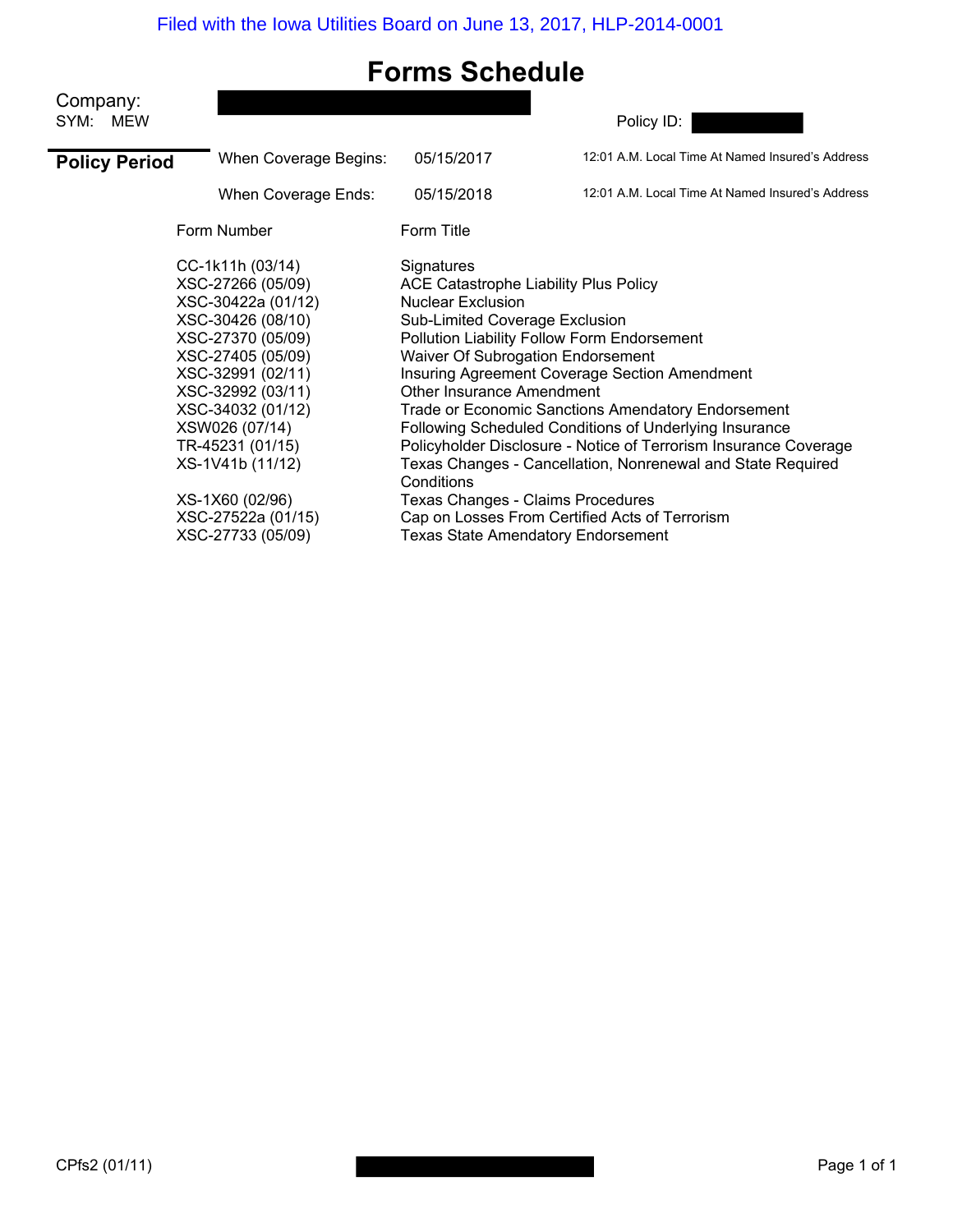Filed with the Iowa Utilities Board on June 13, 2017, HLP-2014-0001

# Forms Schedule

Company:
SYM: MEW

Policy ID:

**Policy Period**

| | | |
|---|---|---|
| When Coverage Begins: | 05/15/2017 | 12:01 A.M. Local Time At Named Insured's Address |
| When Coverage Ends: | 05/15/2018 | 12:01 A.M. Local Time At Named Insured's Address |

| Form Number | Form Title |
|---|---|
| CC-1k11h (03/14) | Signatures |
| XSC-27266 (05/09) | ACE Catastrophe Liability Plus Policy |
| XSC-30422a (01/12) | Nuclear Exclusion |
| XSC-30426 (08/10) | Sub-Limited Coverage Exclusion |
| XSC-27370 (05/09) | Pollution Liability Follow Form Endorsement |
| XSC-27405 (05/09) | Waiver Of Subrogation Endorsement |
| XSC-32991 (02/11) | Insuring Agreement Coverage Section Amendment |
| XSC-32992 (03/11) | Other Insurance Amendment |
| XSC-34032 (01/12) | Trade or Economic Sanctions Amendatory Endorsement |
| XSW026 (07/14) | Following Scheduled Conditions of Underlying Insurance |
| TR-45231 (01/15) | Policyholder Disclosure - Notice of Terrorism Insurance Coverage |
| XS-1V41b (11/12) | Texas Changes - Cancellation, Nonrenewal and State Required Conditions |
| XS-1X60 (02/96) | Texas Changes - Claims Procedures |
| XSC-27522a (01/15) | Cap on Losses From Certified Acts of Terrorism |
| XSC-27733 (05/09) | Texas State Amendatory Endorsement |

CPfs2 (01/11)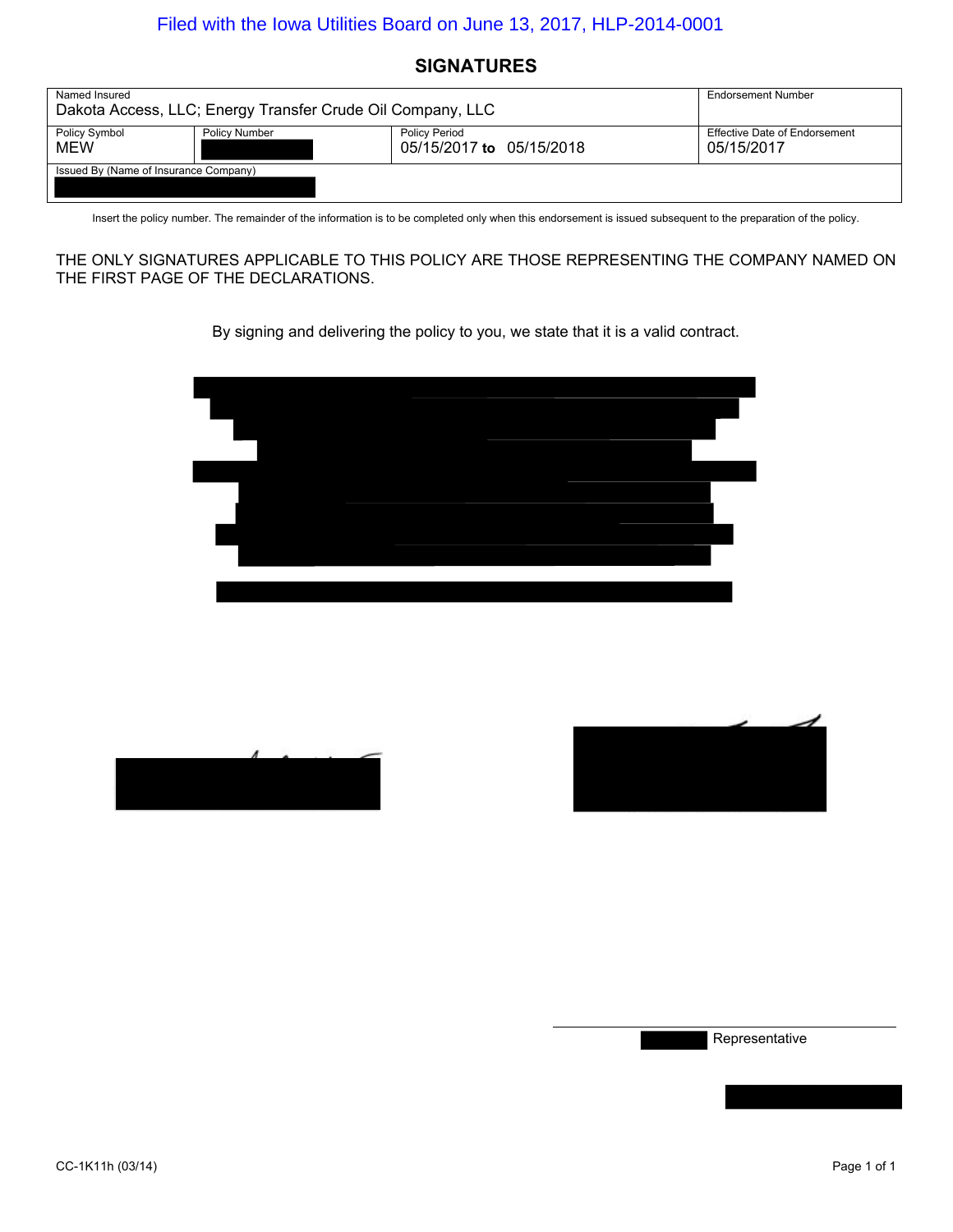Filed with the Iowa Utilities Board on June 13, 2017, HLP-2014-0001

# SIGNATURES

| Named Insured | | | Endorsement Number |
|---|---|---|---|
| Dakota Access, LLC; Energy Transfer Crude Oil Company, LLC | | | |
| Policy Symbol<br>MEW | Policy Number | Policy Period<br>05/15/2017 **to** 05/15/2018 | Effective Date of Endorsement<br>05/15/2017 |
| Issued By (Name of Insurance Company) | | | |

Insert the policy number. The remainder of the information is to be completed only when this endorsement is issued subsequent to the preparation of the policy.

THE ONLY SIGNATURES APPLICABLE TO THIS POLICY ARE THOSE REPRESENTING THE COMPANY NAMED ON THE FIRST PAGE OF THE DECLARATIONS.

By signing and delivering the policy to you, we state that it is a valid contract.

Representative

CC-1K11h (03/14)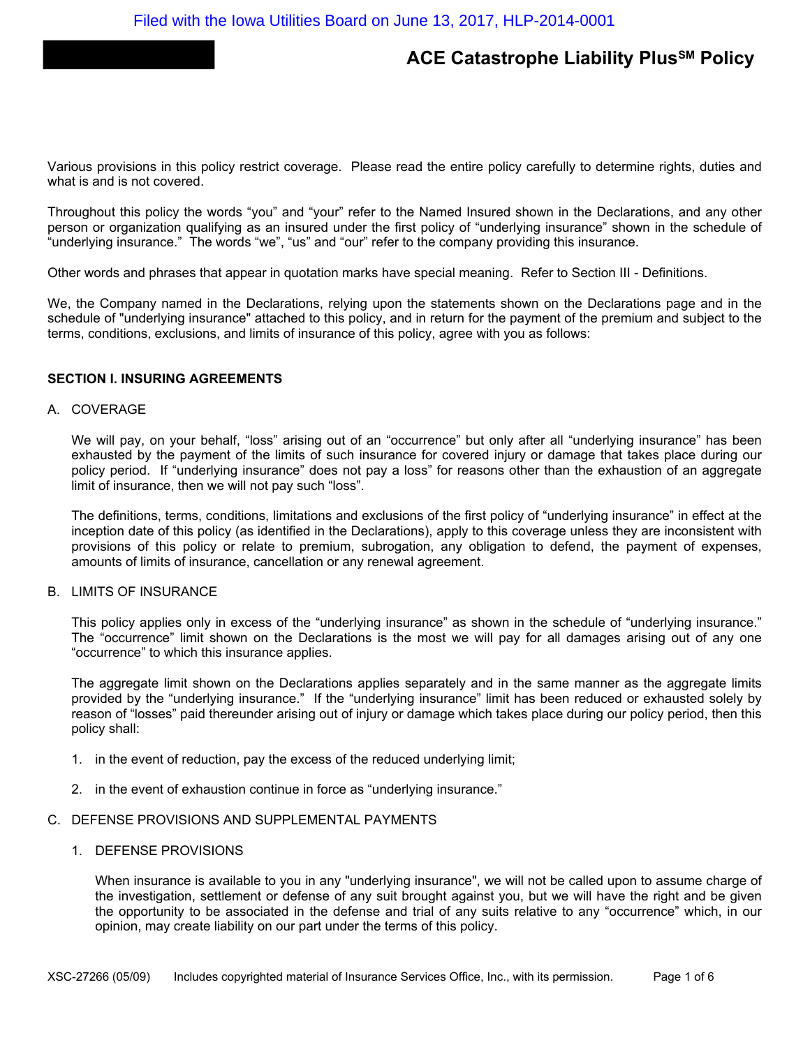# ACE Catastrophe Liability Plus[SM] Policy

Various provisions in this policy restrict coverage. Please read the entire policy carefully to determine rights, duties and what is and is not covered.

Throughout this policy the words “you” and “your” refer to the Named Insured shown in the Declarations, and any other person or organization qualifying as an insured under the first policy of “underlying insurance” shown in the schedule of “underlying insurance.” The words “we”, “us” and “our” refer to the company providing this insurance.

Other words and phrases that appear in quotation marks have special meaning. Refer to Section III - Definitions.

We, the Company named in the Declarations, relying upon the statements shown on the Declarations page and in the schedule of "underlying insurance" attached to this policy, and in return for the payment of the premium and subject to the terms, conditions, exclusions, and limits of insurance of this policy, agree with you as follows:

## SECTION I. INSURING AGREEMENTS

### A. COVERAGE

We will pay, on your behalf, “loss” arising out of an “occurrence” but only after all “underlying insurance” has been exhausted by the payment of the limits of such insurance for covered injury or damage that takes place during our policy period. If “underlying insurance” does not pay a loss” for reasons other than the exhaustion of an aggregate limit of insurance, then we will not pay such “loss”.

The definitions, terms, conditions, limitations and exclusions of the first policy of “underlying insurance” in effect at the inception date of this policy (as identified in the Declarations), apply to this coverage unless they are inconsistent with provisions of this policy or relate to premium, subrogation, any obligation to defend, the payment of expenses, amounts of limits of insurance, cancellation or any renewal agreement.

### B. LIMITS OF INSURANCE

This policy applies only in excess of the “underlying insurance” as shown in the schedule of “underlying insurance.” The “occurrence” limit shown on the Declarations is the most we will pay for all damages arising out of any one “occurrence” to which this insurance applies.

The aggregate limit shown on the Declarations applies separately and in the same manner as the aggregate limits provided by the “underlying insurance.” If the “underlying insurance” limit has been reduced or exhausted solely by reason of “losses” paid thereunder arising out of injury or damage which takes place during our policy period, then this policy shall:

1. in the event of reduction, pay the excess of the reduced underlying limit;
2. in the event of exhaustion continue in force as “underlying insurance.”

### C. DEFENSE PROVISIONS AND SUPPLEMENTAL PAYMENTS

1. DEFENSE PROVISIONS

   When insurance is available to you in any "underlying insurance", we will not be called upon to assume charge of the investigation, settlement or defense of any suit brought against you, but we will have the right and be given the opportunity to be associated in the defense and trial of any suits relative to any “occurrence” which, in our opinion, may create liability on our part under the terms of this policy.

XSC-27266 (05/09) Includes copyrighted material of Insurance Services Office, Inc., with its permission.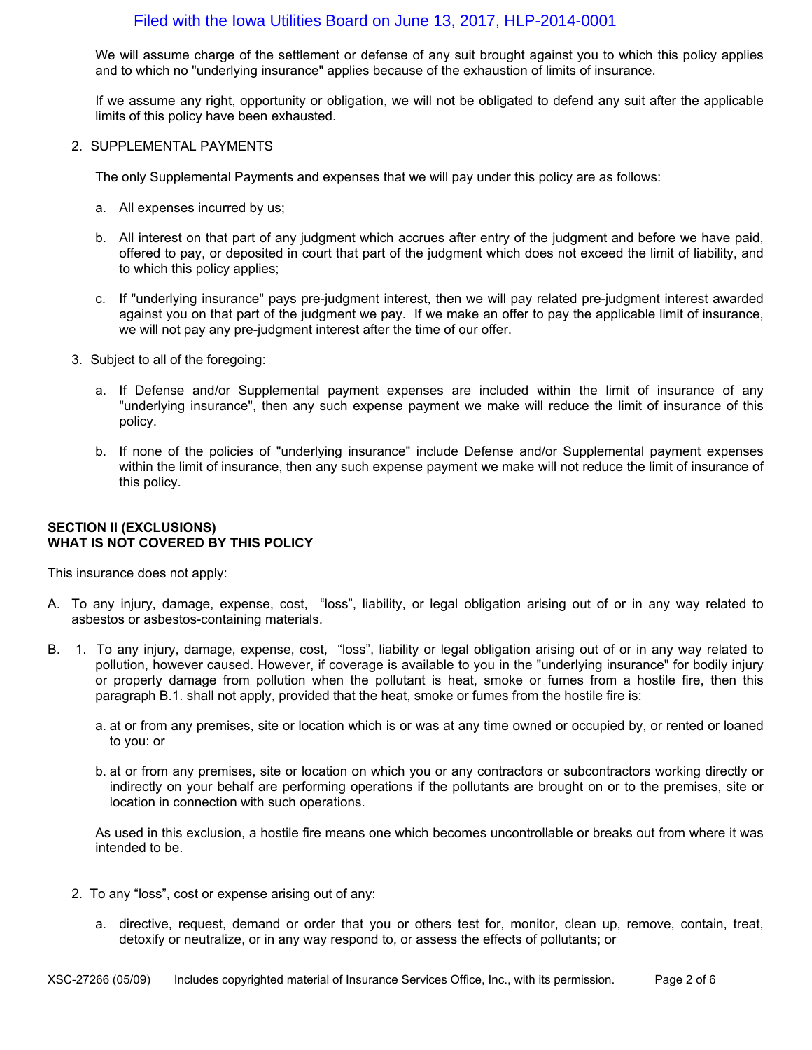We will assume charge of the settlement or defense of any suit brought against you to which this policy applies and to which no "underlying insurance" applies because of the exhaustion of limits of insurance.

If we assume any right, opportunity or obligation, we will not be obligated to defend any suit after the applicable limits of this policy have been exhausted.

2. SUPPLEMENTAL PAYMENTS

   The only Supplemental Payments and expenses that we will pay under this policy are as follows:

   a. All expenses incurred by us;

   b. All interest on that part of any judgment which accrues after entry of the judgment and before we have paid, offered to pay, or deposited in court that part of the judgment which does not exceed the limit of liability, and to which this policy applies;

   c. If "underlying insurance" pays pre-judgment interest, then we will pay related pre-judgment interest awarded against you on that part of the judgment we pay. If we make an offer to pay the applicable limit of insurance, we will not pay any pre-judgment interest after the time of our offer.

3. Subject to all of the foregoing:

   a. If Defense and/or Supplemental payment expenses are included within the limit of insurance of any "underlying insurance", then any such expense payment we make will reduce the limit of insurance of this policy.

   b. If none of the policies of "underlying insurance" include Defense and/or Supplemental payment expenses within the limit of insurance, then any such expense payment we make will not reduce the limit of insurance of this policy.

**SECTION II (EXCLUSIONS)**
**WHAT IS NOT COVERED BY THIS POLICY**

This insurance does not apply:

A. To any injury, damage, expense, cost, "loss", liability, or legal obligation arising out of or in any way related to asbestos or asbestos-containing materials.

B. 1. To any injury, damage, expense, cost, "loss", liability or legal obligation arising out of or in any way related to pollution, however caused. However, if coverage is available to you in the "underlying insurance" for bodily injury or property damage from pollution when the pollutant is heat, smoke or fumes from a hostile fire, then this paragraph B.1. shall not apply, provided that the heat, smoke or fumes from the hostile fire is:

   a. at or from any premises, site or location which is or was at any time owned or occupied by, or rented or loaned to you: or

   b. at or from any premises, site or location on which you or any contractors or subcontractors working directly or indirectly on your behalf are performing operations if the pollutants are brought on or to the premises, site or location in connection with such operations.

   As used in this exclusion, a hostile fire means one which becomes uncontrollable or breaks out from where it was intended to be.

   2. To any "loss", cost or expense arising out of any:

   a. directive, request, demand or order that you or others test for, monitor, clean up, remove, contain, treat, detoxify or neutralize, or in any way respond to, or assess the effects of pollutants; or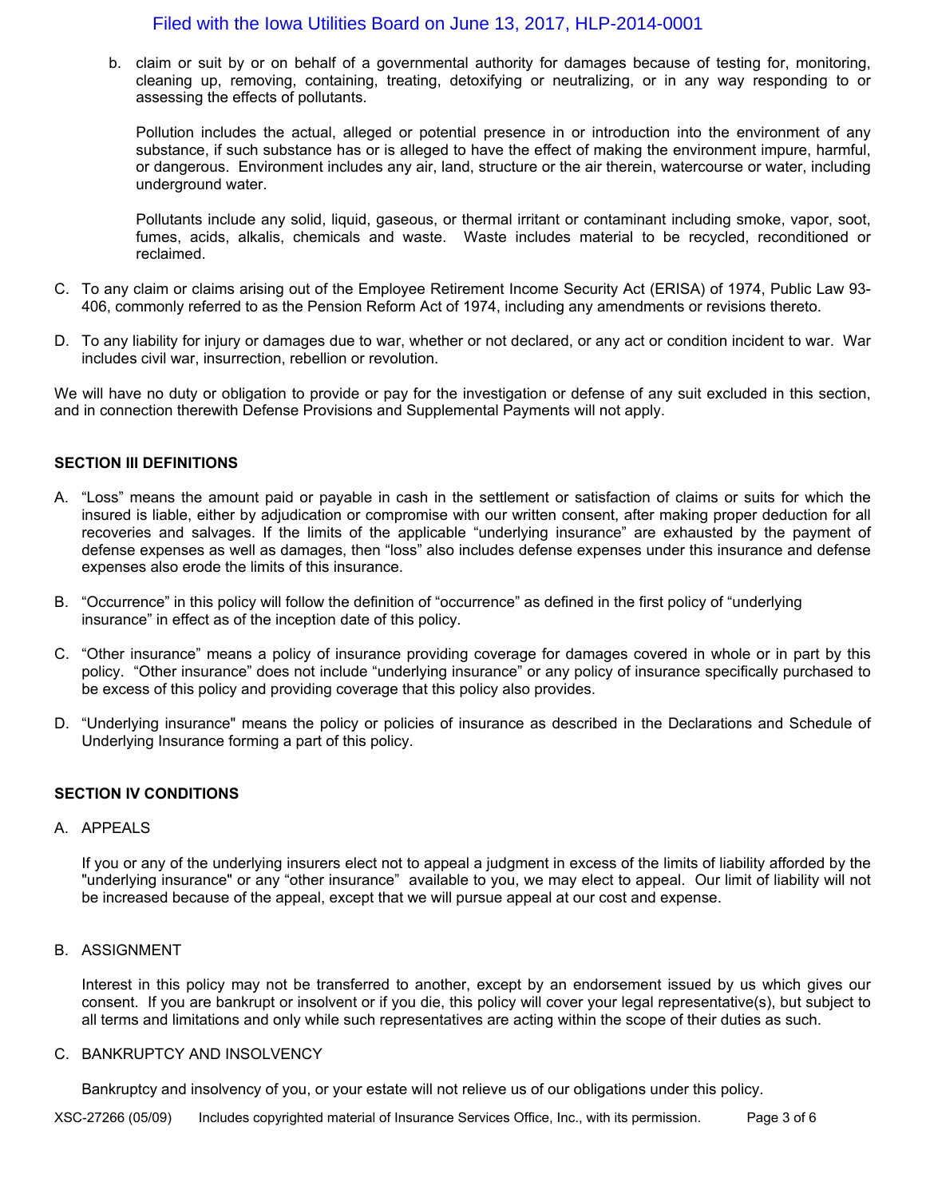b. claim or suit by or on behalf of a governmental authority for damages because of testing for, monitoring, cleaning up, removing, containing, treating, detoxifying or neutralizing, or in any way responding to or assessing the effects of pollutants.

   Pollution includes the actual, alleged or potential presence in or introduction into the environment of any substance, if such substance has or is alleged to have the effect of making the environment impure, harmful, or dangerous. Environment includes any air, land, structure or the air therein, watercourse or water, including underground water.

   Pollutants include any solid, liquid, gaseous, or thermal irritant or contaminant including smoke, vapor, soot, fumes, acids, alkalis, chemicals and waste. Waste includes material to be recycled, reconditioned or reclaimed.

C. To any claim or claims arising out of the Employee Retirement Income Security Act (ERISA) of 1974, Public Law 93-406, commonly referred to as the Pension Reform Act of 1974, including any amendments or revisions thereto.

D. To any liability for injury or damages due to war, whether or not declared, or any act or condition incident to war. War includes civil war, insurrection, rebellion or revolution.

We will have no duty or obligation to provide or pay for the investigation or defense of any suit excluded in this section, and in connection therewith Defense Provisions and Supplemental Payments will not apply.

## SECTION III DEFINITIONS

A. "Loss" means the amount paid or payable in cash in the settlement or satisfaction of claims or suits for which the insured is liable, either by adjudication or compromise with our written consent, after making proper deduction for all recoveries and salvages. If the limits of the applicable "underlying insurance" are exhausted by the payment of defense expenses as well as damages, then "loss" also includes defense expenses under this insurance and defense expenses also erode the limits of this insurance.

B. "Occurrence" in this policy will follow the definition of "occurrence" as defined in the first policy of "underlying insurance" in effect as of the inception date of this policy.

C. "Other insurance" means a policy of insurance providing coverage for damages covered in whole or in part by this policy. "Other insurance" does not include "underlying insurance" or any policy of insurance specifically purchased to be excess of this policy and providing coverage that this policy also provides.

D. "Underlying insurance" means the policy or policies of insurance as described in the Declarations and Schedule of Underlying Insurance forming a part of this policy.

## SECTION IV CONDITIONS

A. APPEALS

   If you or any of the underlying insurers elect not to appeal a judgment in excess of the limits of liability afforded by the "underlying insurance" or any "other insurance" available to you, we may elect to appeal. Our limit of liability will not be increased because of the appeal, except that we will pursue appeal at our cost and expense.

B. ASSIGNMENT

   Interest in this policy may not be transferred to another, except by an endorsement issued by us which gives our consent. If you are bankrupt or insolvent or if you die, this policy will cover your legal representative(s), but subject to all terms and limitations and only while such representatives are acting within the scope of their duties as such.

C. BANKRUPTCY AND INSOLVENCY

   Bankruptcy and insolvency of you, or your estate will not relieve us of our obligations under this policy.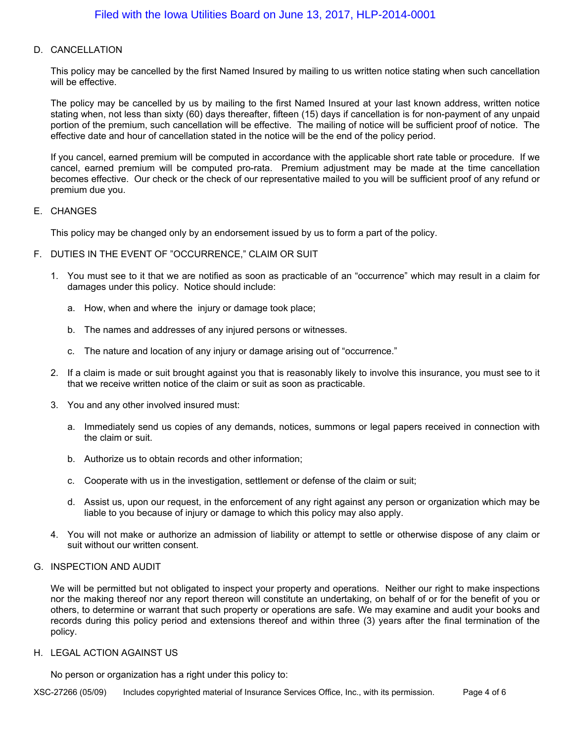D. CANCELLATION

This policy may be cancelled by the first Named Insured by mailing to us written notice stating when such cancellation will be effective.

The policy may be cancelled by us by mailing to the first Named Insured at your last known address, written notice stating when, not less than sixty (60) days thereafter, fifteen (15) days if cancellation is for non-payment of any unpaid portion of the premium, such cancellation will be effective. The mailing of notice will be sufficient proof of notice. The effective date and hour of cancellation stated in the notice will be the end of the policy period.

If you cancel, earned premium will be computed in accordance with the applicable short rate table or procedure. If we cancel, earned premium will be computed pro-rata. Premium adjustment may be made at the time cancellation becomes effective. Our check or the check of our representative mailed to you will be sufficient proof of any refund or premium due you.

E. CHANGES

This policy may be changed only by an endorsement issued by us to form a part of the policy.

F. DUTIES IN THE EVENT OF "OCCURRENCE," CLAIM OR SUIT

1. You must see to it that we are notified as soon as practicable of an "occurrence" which may result in a claim for damages under this policy. Notice should include:

   a. How, when and where the injury or damage took place;

   b. The names and addresses of any injured persons or witnesses.

   c. The nature and location of any injury or damage arising out of "occurrence."

2. If a claim is made or suit brought against you that is reasonably likely to involve this insurance, you must see to it that we receive written notice of the claim or suit as soon as practicable.

3. You and any other involved insured must:

   a. Immediately send us copies of any demands, notices, summons or legal papers received in connection with the claim or suit.

   b. Authorize us to obtain records and other information;

   c. Cooperate with us in the investigation, settlement or defense of the claim or suit;

   d. Assist us, upon our request, in the enforcement of any right against any person or organization which may be liable to you because of injury or damage to which this policy may also apply.

4. You will not make or authorize an admission of liability or attempt to settle or otherwise dispose of any claim or suit without our written consent.

G. INSPECTION AND AUDIT

We will be permitted but not obligated to inspect your property and operations. Neither our right to make inspections nor the making thereof nor any report thereon will constitute an undertaking, on behalf of or for the benefit of you or others, to determine or warrant that such property or operations are safe. We may examine and audit your books and records during this policy period and extensions thereof and within three (3) years after the final termination of the policy.

H. LEGAL ACTION AGAINST US

No person or organization has a right under this policy to: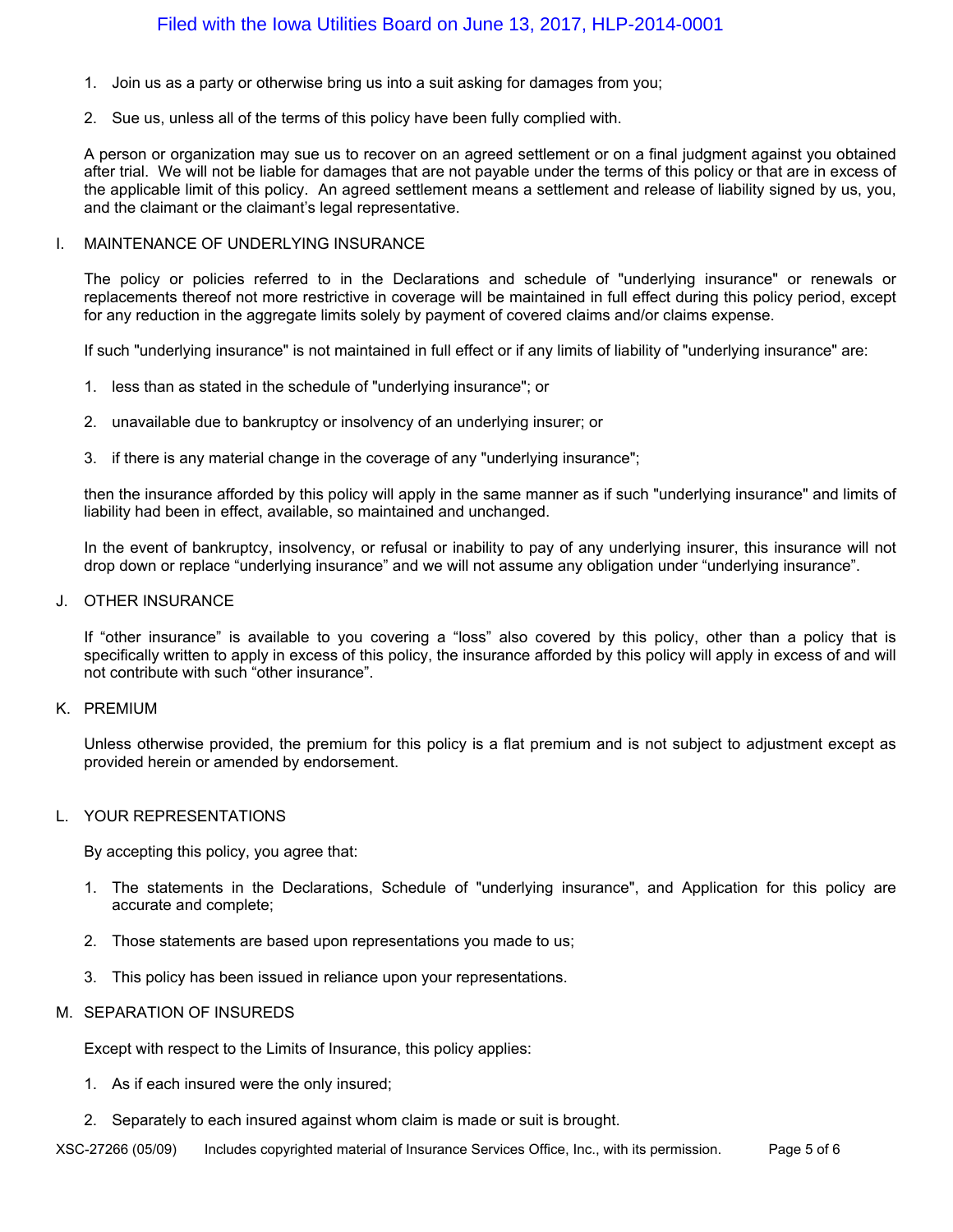1. Join us as a party or otherwise bring us into a suit asking for damages from you;

2. Sue us, unless all of the terms of this policy have been fully complied with.

A person or organization may sue us to recover on an agreed settlement or on a final judgment against you obtained after trial. We will not be liable for damages that are not payable under the terms of this policy or that are in excess of the applicable limit of this policy. An agreed settlement means a settlement and release of liability signed by us, you, and the claimant or the claimant's legal representative.

I. MAINTENANCE OF UNDERLYING INSURANCE

The policy or policies referred to in the Declarations and schedule of "underlying insurance" or renewals or replacements thereof not more restrictive in coverage will be maintained in full effect during this policy period, except for any reduction in the aggregate limits solely by payment of covered claims and/or claims expense.

If such "underlying insurance" is not maintained in full effect or if any limits of liability of "underlying insurance" are:

1. less than as stated in the schedule of "underlying insurance"; or

2. unavailable due to bankruptcy or insolvency of an underlying insurer; or

3. if there is any material change in the coverage of any "underlying insurance";

then the insurance afforded by this policy will apply in the same manner as if such "underlying insurance" and limits of liability had been in effect, available, so maintained and unchanged.

In the event of bankruptcy, insolvency, or refusal or inability to pay of any underlying insurer, this insurance will not drop down or replace "underlying insurance" and we will not assume any obligation under "underlying insurance".

J. OTHER INSURANCE

If "other insurance" is available to you covering a "loss" also covered by this policy, other than a policy that is specifically written to apply in excess of this policy, the insurance afforded by this policy will apply in excess of and will not contribute with such "other insurance".

K. PREMIUM

Unless otherwise provided, the premium for this policy is a flat premium and is not subject to adjustment except as provided herein or amended by endorsement.

L. YOUR REPRESENTATIONS

By accepting this policy, you agree that:

1. The statements in the Declarations, Schedule of "underlying insurance", and Application for this policy are accurate and complete;

2. Those statements are based upon representations you made to us;

3. This policy has been issued in reliance upon your representations.

M. SEPARATION OF INSUREDS

Except with respect to the Limits of Insurance, this policy applies:

1. As if each insured were the only insured;

2. Separately to each insured against whom claim is made or suit is brought.

XSC-27266 (05/09) Includes copyrighted material of Insurance Services Office, Inc., with its permission.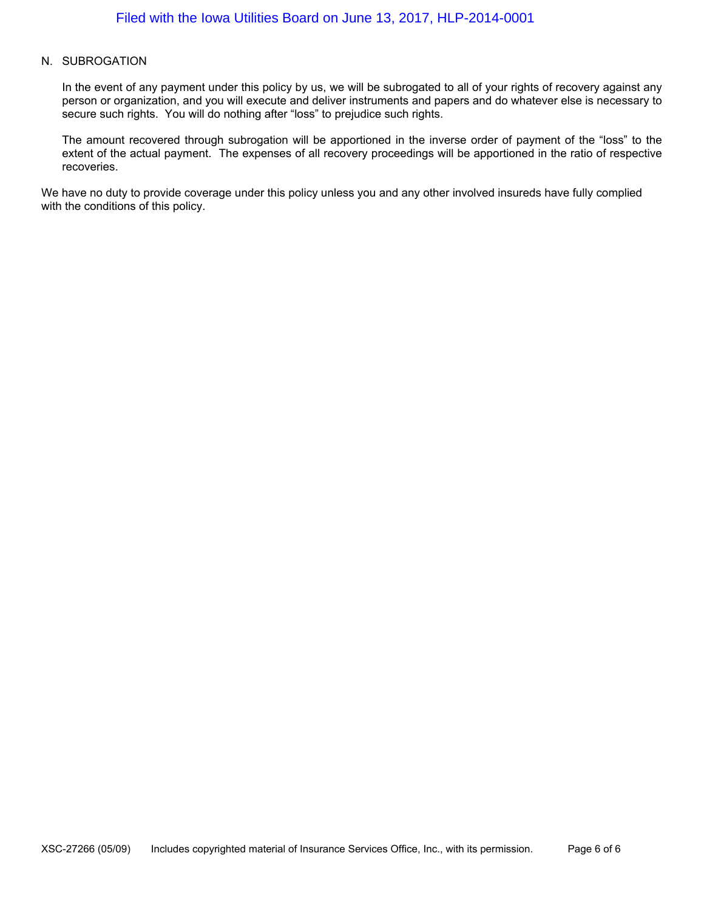N. SUBROGATION

In the event of any payment under this policy by us, we will be subrogated to all of your rights of recovery against any person or organization, and you will execute and deliver instruments and papers and do whatever else is necessary to secure such rights. You will do nothing after “loss” to prejudice such rights.

The amount recovered through subrogation will be apportioned in the inverse order of payment of the “loss” to the extent of the actual payment. The expenses of all recovery proceedings will be apportioned in the ratio of respective recoveries.

We have no duty to provide coverage under this policy unless you and any other involved insureds have fully complied with the conditions of this policy.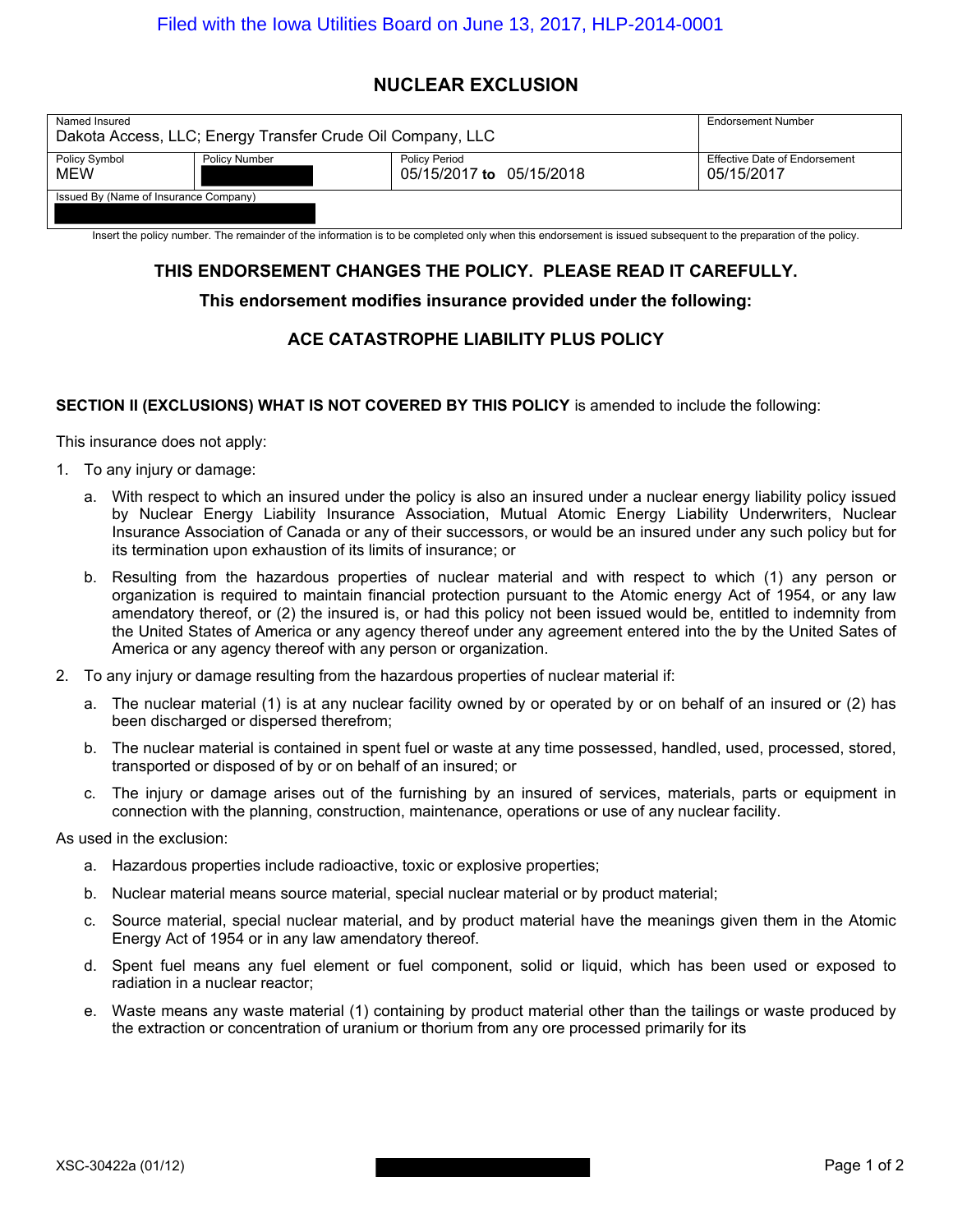Filed with the Iowa Utilities Board on June 13, 2017, HLP-2014-0001

# NUCLEAR EXCLUSION

| Named Insured | | | Endorsement Number |
|---|---|---|---|
| Dakota Access, LLC; Energy Transfer Crude Oil Company, LLC | | | |
| Policy Symbol MEW | Policy Number [REDACTED] | Policy Period 05/15/2017 **to** 05/15/2018 | Effective Date of Endorsement 05/15/2017 |
| Issued By (Name of Insurance Company) [REDACTED] | | | |

Insert the policy number. The remainder of the information is to be completed only when this endorsement is issued subsequent to the preparation of the policy.

**THIS ENDORSEMENT CHANGES THE POLICY. PLEASE READ IT CAREFULLY.**

**This endorsement modifies insurance provided under the following:**

**ACE CATASTROPHE LIABILITY PLUS POLICY**

**SECTION II (EXCLUSIONS) WHAT IS NOT COVERED BY THIS POLICY** is amended to include the following:

This insurance does not apply:

1. To any injury or damage:
   a. With respect to which an insured under the policy is also an insured under a nuclear energy liability policy issued by Nuclear Energy Liability Insurance Association, Mutual Atomic Energy Liability Underwriters, Nuclear Insurance Association of Canada or any of their successors, or would be an insured under any such policy but for its termination upon exhaustion of its limits of insurance; or
   b. Resulting from the hazardous properties of nuclear material and with respect to which (1) any person or organization is required to maintain financial protection pursuant to the Atomic energy Act of 1954, or any law amendatory thereof, or (2) the insured is, or had this policy not been issued would be, entitled to indemnity from the United States of America or any agency thereof under any agreement entered into the by the United Sates of America or any agency thereof with any person or organization.
2. To any injury or damage resulting from the hazardous properties of nuclear material if:
   a. The nuclear material (1) is at any nuclear facility owned by or operated by or on behalf of an insured or (2) has been discharged or dispersed therefrom;
   b. The nuclear material is contained in spent fuel or waste at any time possessed, handled, used, processed, stored, transported or disposed of by or on behalf of an insured; or
   c. The injury or damage arises out of the furnishing by an insured of services, materials, parts or equipment in connection with the planning, construction, maintenance, operations or use of any nuclear facility.

As used in the exclusion:

a. Hazardous properties include radioactive, toxic or explosive properties;
b. Nuclear material means source material, special nuclear material or by product material;
c. Source material, special nuclear material, and by product material have the meanings given them in the Atomic Energy Act of 1954 or in any law amendatory thereof.
d. Spent fuel means any fuel element or fuel component, solid or liquid, which has been used or exposed to radiation in a nuclear reactor;
e. Waste means any waste material (1) containing by product material other than the tailings or waste produced by the extraction or concentration of uranium or thorium from any ore processed primarily for its

XSC-30422a (01/12)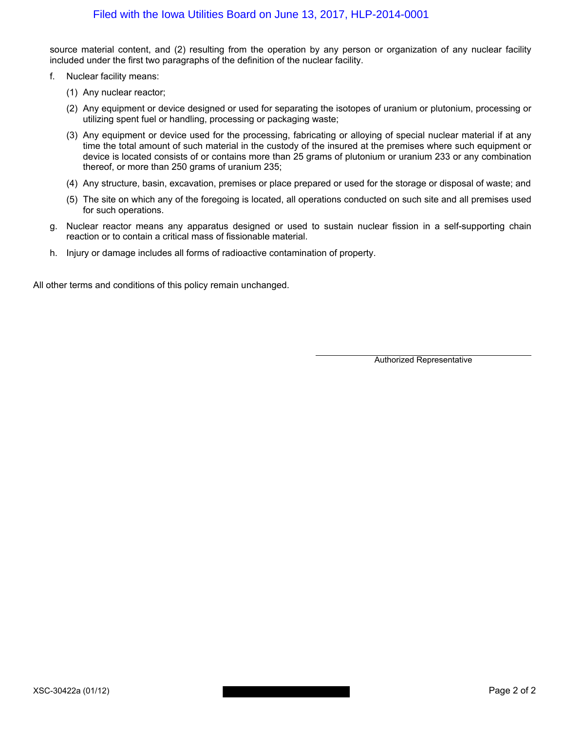source material content, and (2) resulting from the operation by any person or organization of any nuclear facility included under the first two paragraphs of the definition of the nuclear facility.

f. Nuclear facility means:

   (1) Any nuclear reactor;

   (2) Any equipment or device designed or used for separating the isotopes of uranium or plutonium, processing or utilizing spent fuel or handling, processing or packaging waste;

   (3) Any equipment or device used for the processing, fabricating or alloying of special nuclear material if at any time the total amount of such material in the custody of the insured at the premises where such equipment or device is located consists of or contains more than 25 grams of plutonium or uranium 233 or any combination thereof, or more than 250 grams of uranium 235;

   (4) Any structure, basin, excavation, premises or place prepared or used for the storage or disposal of waste; and

   (5) The site on which any of the foregoing is located, all operations conducted on such site and all premises used for such operations.

g. Nuclear reactor means any apparatus designed or used to sustain nuclear fission in a self-supporting chain reaction or to contain a critical mass of fissionable material.

h. Injury or damage includes all forms of radioactive contamination of property.

All other terms and conditions of this policy remain unchanged.

Authorized Representative

XSC-30422a (01/12)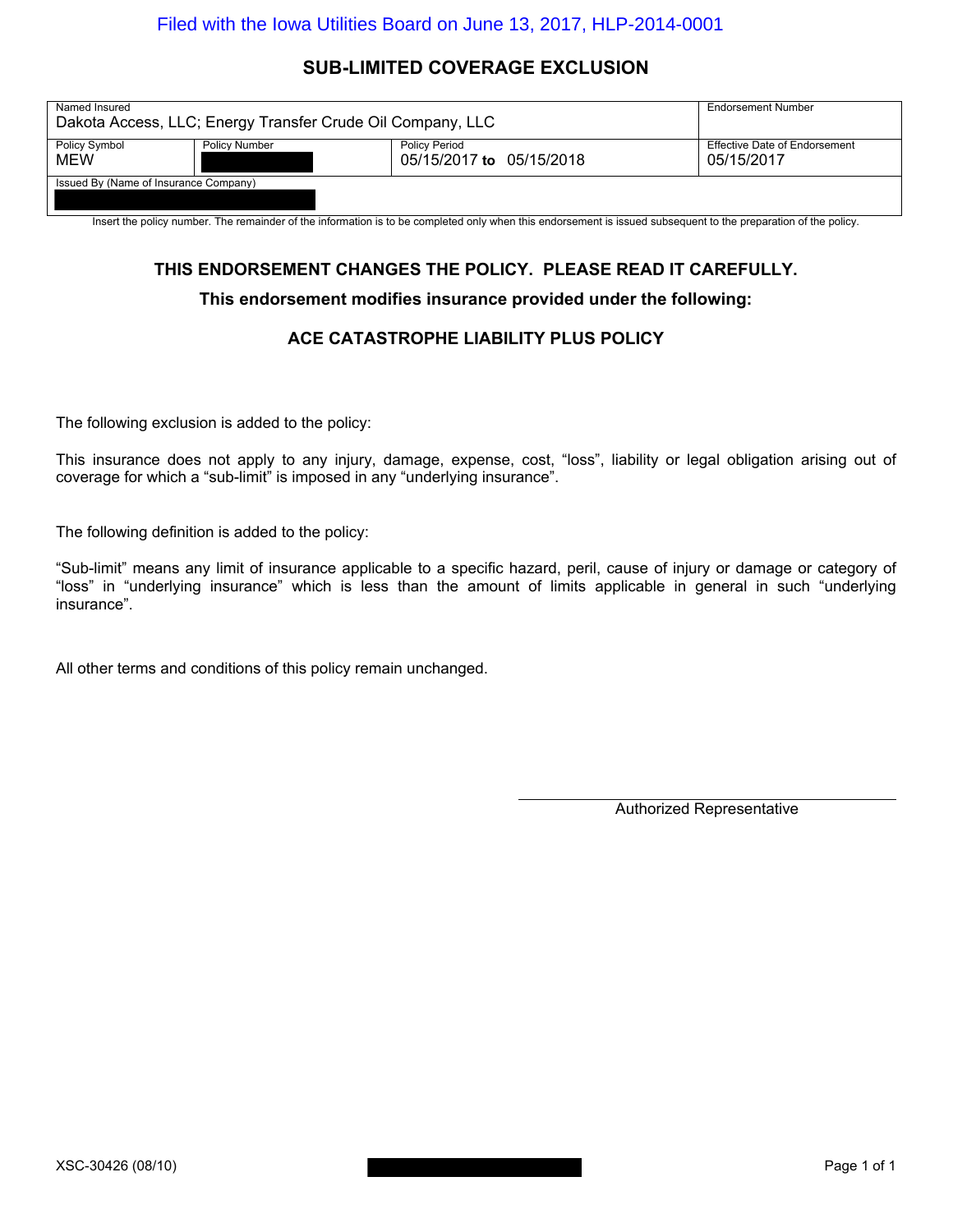Filed with the Iowa Utilities Board on June 13, 2017, HLP-2014-0001

# SUB-LIMITED COVERAGE EXCLUSION

| Named Insured | | | Endorsement Number |
|---|---|---|---|
| Dakota Access, LLC; Energy Transfer Crude Oil Company, LLC | | | |
| Policy Symbol<br>MEW | Policy Number | Policy Period<br>05/15/2017 **to** 05/15/2018 | Effective Date of Endorsement<br>05/15/2017 |
| Issued By (Name of Insurance Company) | | | |

Insert the policy number. The remainder of the information is to be completed only when this endorsement is issued subsequent to the preparation of the policy.

**THIS ENDORSEMENT CHANGES THE POLICY. PLEASE READ IT CAREFULLY.**

**This endorsement modifies insurance provided under the following:**

**ACE CATASTROPHE LIABILITY PLUS POLICY**

The following exclusion is added to the policy:

This insurance does not apply to any injury, damage, expense, cost, "loss", liability or legal obligation arising out of coverage for which a "sub-limit" is imposed in any "underlying insurance".

The following definition is added to the policy:

"Sub-limit" means any limit of insurance applicable to a specific hazard, peril, cause of injury or damage or category of "loss" in "underlying insurance" which is less than the amount of limits applicable in general in such "underlying insurance".

All other terms and conditions of this policy remain unchanged.

Authorized Representative

XSC-30426 (08/10)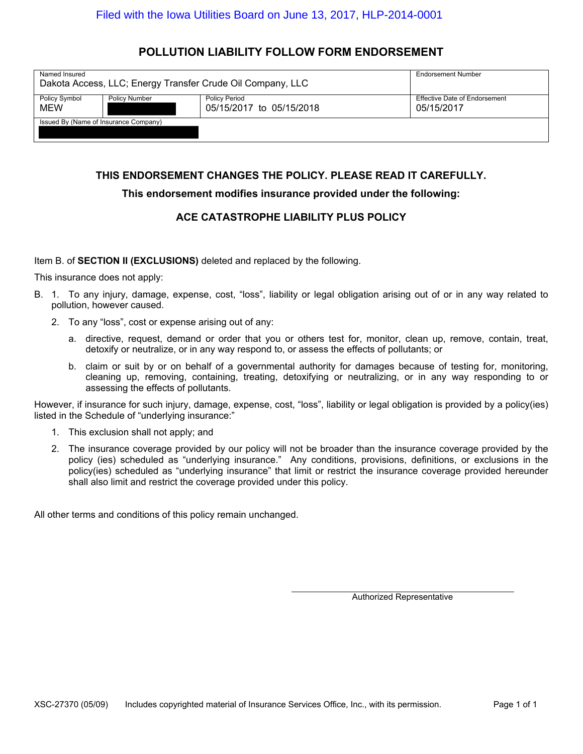Filed with the Iowa Utilities Board on June 13, 2017, HLP-2014-0001

# POLLUTION LIABILITY FOLLOW FORM ENDORSEMENT

| Named Insured | | | Endorsement Number |
|---|---|---|---|
| Dakota Access, LLC; Energy Transfer Crude Oil Company, LLC | | | |
| Policy Symbol<br>MEW | Policy Number<br>█████ | Policy Period<br>05/15/2017 to 05/15/2018 | Effective Date of Endorsement<br>05/15/2017 |
| Issued By (Name of Insurance Company)<br>█████ | | | |

**THIS ENDORSEMENT CHANGES THE POLICY. PLEASE READ IT CAREFULLY.**

**This endorsement modifies insurance provided under the following:**

**ACE CATASTROPHE LIABILITY PLUS POLICY**

Item B. of **SECTION II (EXCLUSIONS)** deleted and replaced by the following.

This insurance does not apply:

B. 1. To any injury, damage, expense, cost, “loss”, liability or legal obligation arising out of or in any way related to pollution, however caused.

   2. To any “loss”, cost or expense arising out of any:

      a. directive, request, demand or order that you or others test for, monitor, clean up, remove, contain, treat, detoxify or neutralize, or in any way respond to, or assess the effects of pollutants; or

      b. claim or suit by or on behalf of a governmental authority for damages because of testing for, monitoring, cleaning up, removing, containing, treating, detoxifying or neutralizing, or in any way responding to or assessing the effects of pollutants.

However, if insurance for such injury, damage, expense, cost, “loss”, liability or legal obligation is provided by a policy(ies) listed in the Schedule of “underlying insurance:”

1. This exclusion shall not apply; and
2. The insurance coverage provided by our policy will not be broader than the insurance coverage provided by the policy (ies) scheduled as “underlying insurance.” Any conditions, provisions, definitions, or exclusions in the policy(ies) scheduled as “underlying insurance” that limit or restrict the insurance coverage provided hereunder shall also limit and restrict the coverage provided under this policy.

All other terms and conditions of this policy remain unchanged.

Authorized Representative

XSC-27370 (05/09) Includes copyrighted material of Insurance Services Office, Inc., with its permission.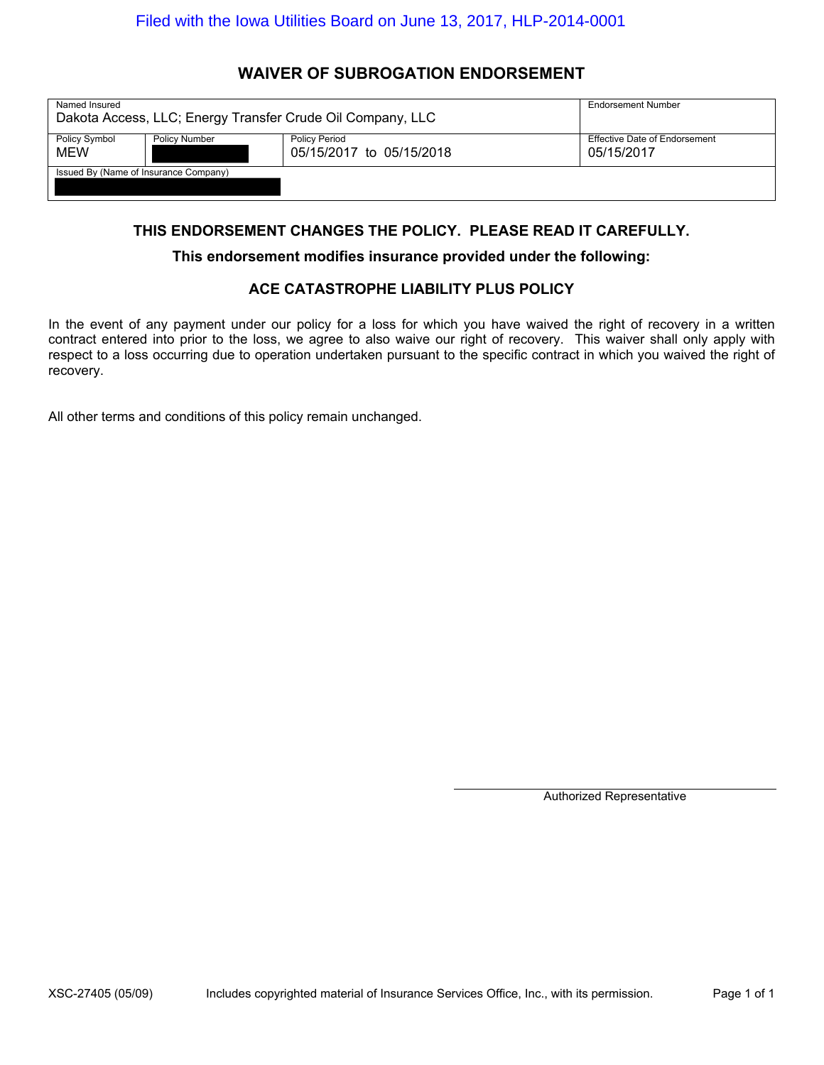Filed with the Iowa Utilities Board on June 13, 2017, HLP-2014-0001

# WAIVER OF SUBROGATION ENDORSEMENT

| Named Insured | | | Endorsement Number |
|---|---|---|---|
| Dakota Access, LLC; Energy Transfer Crude Oil Company, LLC | | | |
| Policy Symbol<br>MEW | Policy Number<br>[REDACTED] | Policy Period<br>05/15/2017 to 05/15/2018 | Effective Date of Endorsement<br>05/15/2017 |
| Issued By (Name of Insurance Company)<br>[REDACTED] | | | |

**THIS ENDORSEMENT CHANGES THE POLICY. PLEASE READ IT CAREFULLY.**

**This endorsement modifies insurance provided under the following:**

**ACE CATASTROPHE LIABILITY PLUS POLICY**

In the event of any payment under our policy for a loss for which you have waived the right of recovery in a written contract entered into prior to the loss, we agree to also waive our right of recovery. This waiver shall only apply with respect to a loss occurring due to operation undertaken pursuant to the specific contract in which you waived the right of recovery.

All other terms and conditions of this policy remain unchanged.

Authorized Representative

XSC-27405 (05/09) Includes copyrighted material of Insurance Services Office, Inc., with its permission.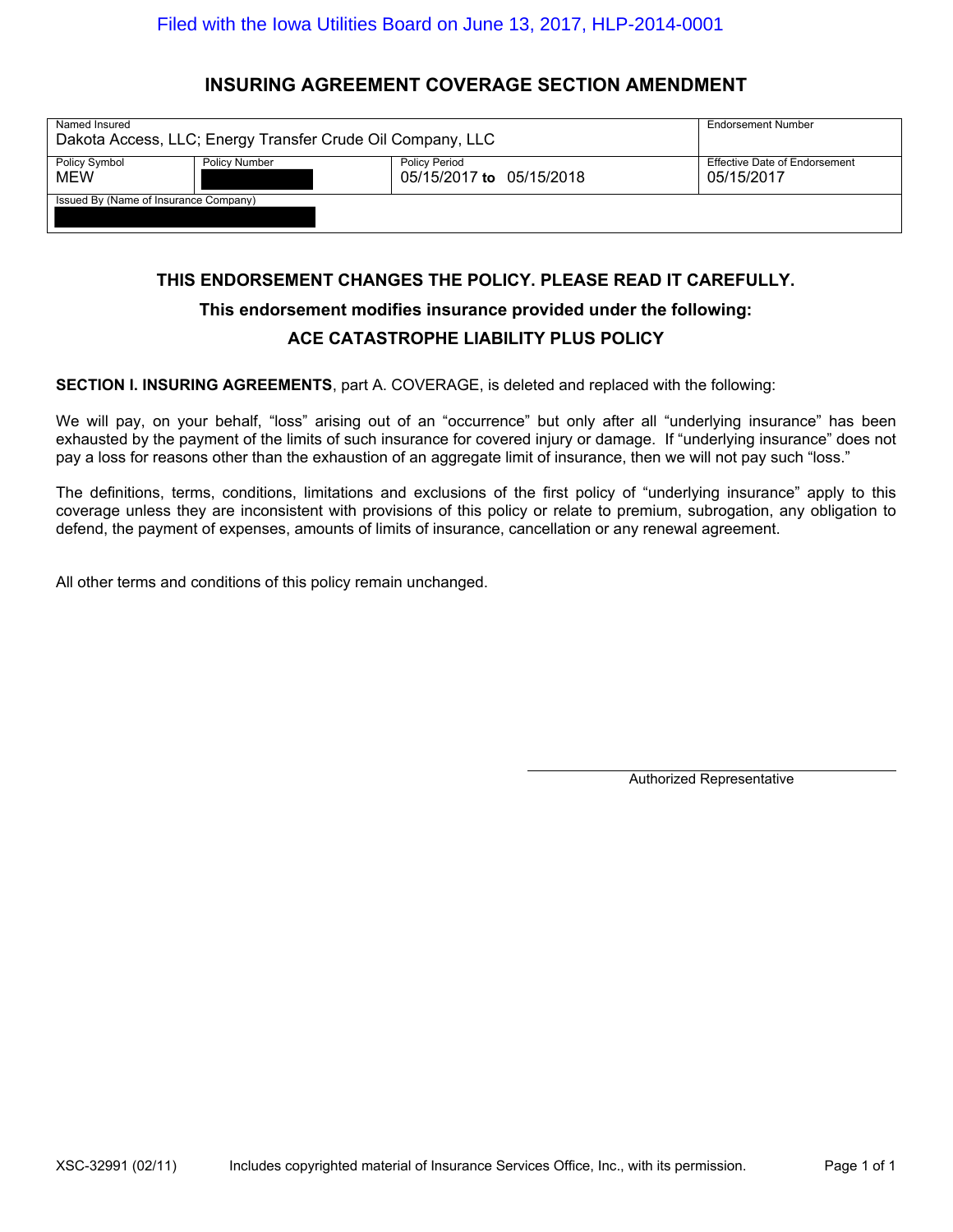Filed with the Iowa Utilities Board on June 13, 2017, HLP-2014-0001

# INSURING AGREEMENT COVERAGE SECTION AMENDMENT

| Named Insured | | | Endorsement Number |
|---|---|---|---|
| Dakota Access, LLC; Energy Transfer Crude Oil Company, LLC | | | |
| Policy Symbol | Policy Number | Policy Period | Effective Date of Endorsement |
| MEW | | 05/15/2017 **to** 05/15/2018 | 05/15/2017 |
| Issued By (Name of Insurance Company) | | | |
| | | | |

**THIS ENDORSEMENT CHANGES THE POLICY. PLEASE READ IT CAREFULLY.**

**This endorsement modifies insurance provided under the following:**

**ACE CATASTROPHE LIABILITY PLUS POLICY**

**SECTION I. INSURING AGREEMENTS**, part A. COVERAGE, is deleted and replaced with the following:

We will pay, on your behalf, "loss" arising out of an "occurrence" but only after all "underlying insurance" has been exhausted by the payment of the limits of such insurance for covered injury or damage. If "underlying insurance" does not pay a loss for reasons other than the exhaustion of an aggregate limit of insurance, then we will not pay such "loss."

The definitions, terms, conditions, limitations and exclusions of the first policy of "underlying insurance" apply to this coverage unless they are inconsistent with provisions of this policy or relate to premium, subrogation, any obligation to defend, the payment of expenses, amounts of limits of insurance, cancellation or any renewal agreement.

All other terms and conditions of this policy remain unchanged.

Authorized Representative

XSC-32991 (02/11) Includes copyrighted material of Insurance Services Office, Inc., with its permission.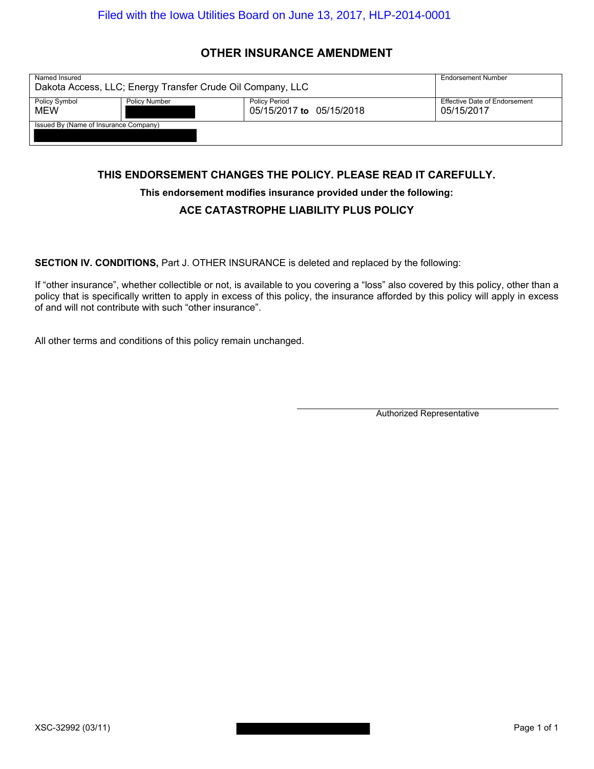Filed with the Iowa Utilities Board on June 13, 2017, HLP-2014-0001

# OTHER INSURANCE AMENDMENT

| Named Insured | | | Endorsement Number |
|---|---|---|---|
| Dakota Access, LLC; Energy Transfer Crude Oil Company, LLC | | | |
| Policy Symbol | Policy Number | Policy Period | Effective Date of Endorsement |
| MEW | | 05/15/2017 **to** 05/15/2018 | 05/15/2017 |
| Issued By (Name of Insurance Company) | | | |
| | | | |

**THIS ENDORSEMENT CHANGES THE POLICY. PLEASE READ IT CAREFULLY.**

**This endorsement modifies insurance provided under the following:**

**ACE CATASTROPHE LIABILITY PLUS POLICY**

**SECTION IV. CONDITIONS,** Part J. OTHER INSURANCE is deleted and replaced by the following:

If "other insurance", whether collectible or not, is available to you covering a "loss" also covered by this policy, other than a policy that is specifically written to apply in excess of this policy, the insurance afforded by this policy will apply in excess of and will not contribute with such "other insurance".

All other terms and conditions of this policy remain unchanged.

Authorized Representative

XSC-32992 (03/11)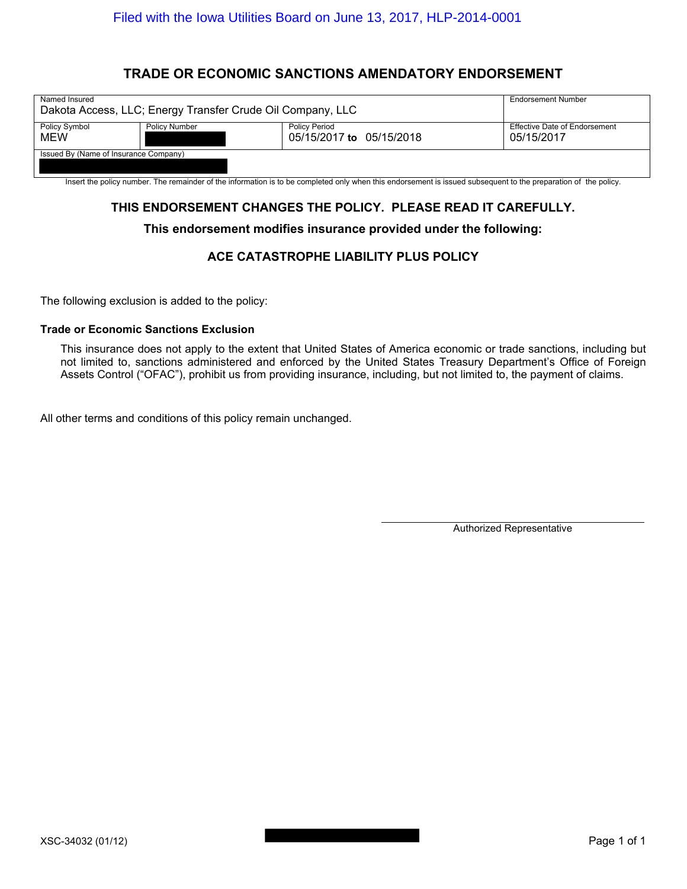Filed with the Iowa Utilities Board on June 13, 2017, HLP-2014-0001

# TRADE OR ECONOMIC SANCTIONS AMENDATORY ENDORSEMENT

| Named Insured | | | Endorsement Number |
|---|---|---|---|
| Dakota Access, LLC; Energy Transfer Crude Oil Company, LLC | | | |
| Policy Symbol<br>MEW | Policy Number<br>[REDACTED] | Policy Period<br>05/15/2017 **to** 05/15/2018 | Effective Date of Endorsement<br>05/15/2017 |
| Issued By (Name of Insurance Company)<br>[REDACTED] | | | |

Insert the policy number. The remainder of the information is to be completed only when this endorsement is issued subsequent to the preparation of the policy.

**THIS ENDORSEMENT CHANGES THE POLICY. PLEASE READ IT CAREFULLY.**

**This endorsement modifies insurance provided under the following:**

**ACE CATASTROPHE LIABILITY PLUS POLICY**

The following exclusion is added to the policy:

**Trade or Economic Sanctions Exclusion**

This insurance does not apply to the extent that United States of America economic or trade sanctions, including but not limited to, sanctions administered and enforced by the United States Treasury Department's Office of Foreign Assets Control ("OFAC"), prohibit us from providing insurance, including, but not limited to, the payment of claims.

All other terms and conditions of this policy remain unchanged.

Authorized Representative

XSC-34032 (01/12)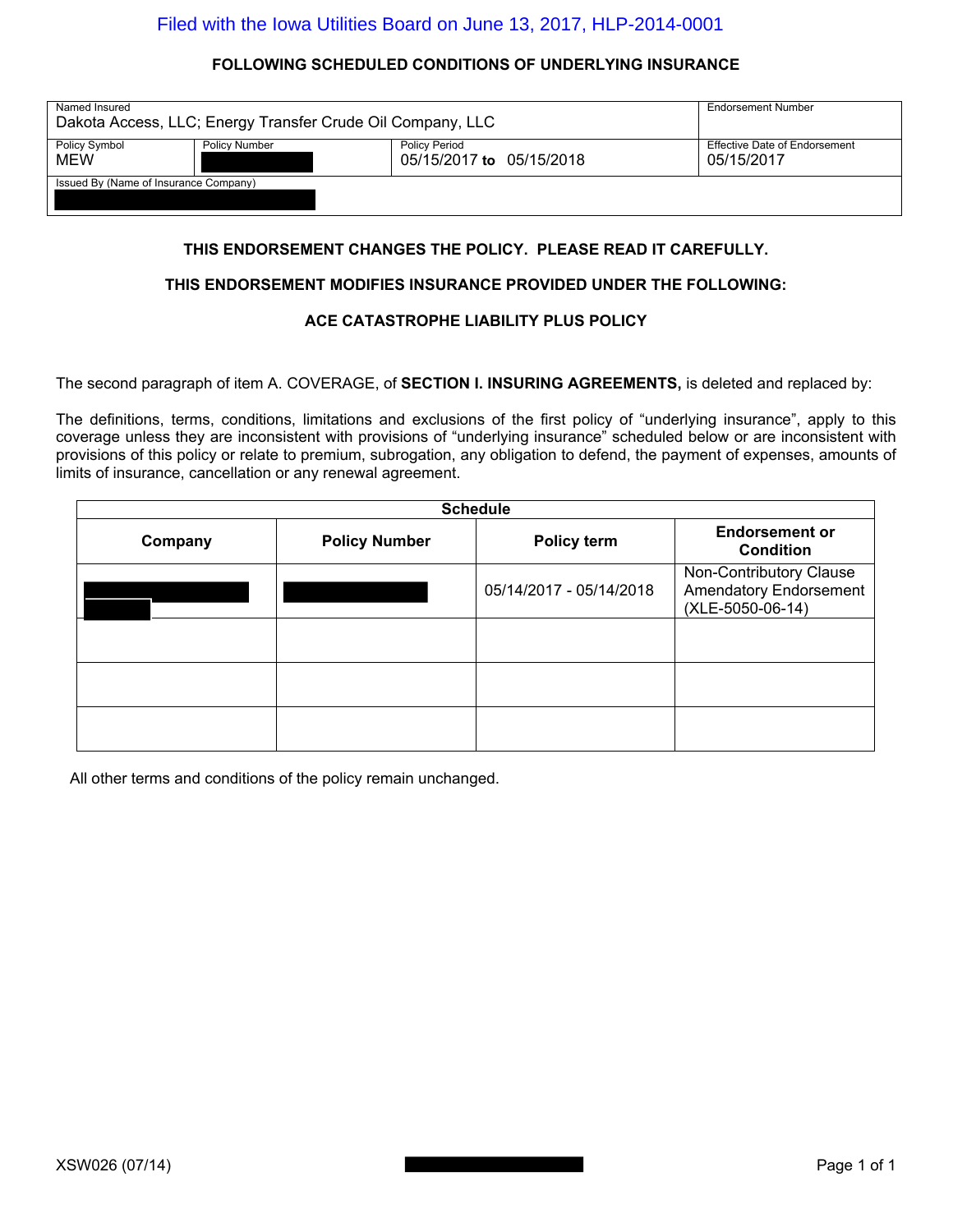Filed with the Iowa Utilities Board on June 13, 2017, HLP-2014-0001

**FOLLOWING SCHEDULED CONDITIONS OF UNDERLYING INSURANCE**

| Named Insured<br>Dakota Access, LLC; Energy Transfer Crude Oil Company, LLC | | | Endorsement Number |
|---|---|---|---|
| Policy Symbol<br>MEW | Policy Number | Policy Period<br>05/15/2017 **to** 05/15/2018 | Effective Date of Endorsement<br>05/15/2017 |
| Issued By (Name of Insurance Company) | | | |

**THIS ENDORSEMENT CHANGES THE POLICY. PLEASE READ IT CAREFULLY.**

**THIS ENDORSEMENT MODIFIES INSURANCE PROVIDED UNDER THE FOLLOWING:**

**ACE CATASTROPHE LIABILITY PLUS POLICY**

The second paragraph of item A. COVERAGE, of **SECTION I. INSURING AGREEMENTS,** is deleted and replaced by:

The definitions, terms, conditions, limitations and exclusions of the first policy of "underlying insurance", apply to this coverage unless they are inconsistent with provisions of "underlying insurance" scheduled below or are inconsistent with provisions of this policy or relate to premium, subrogation, any obligation to defend, the payment of expenses, amounts of limits of insurance, cancellation or any renewal agreement.

| Schedule | | | |
|---|---|---|---|
| **Company** | **Policy Number** | **Policy term** | **Endorsement or Condition** |
| | | 05/14/2017 - 05/14/2018 | Non-Contributory Clause Amendatory Endorsement (XLE-5050-06-14) |
| | | | |
| | | | |
| | | | |

All other terms and conditions of the policy remain unchanged.

XSW026 (07/14)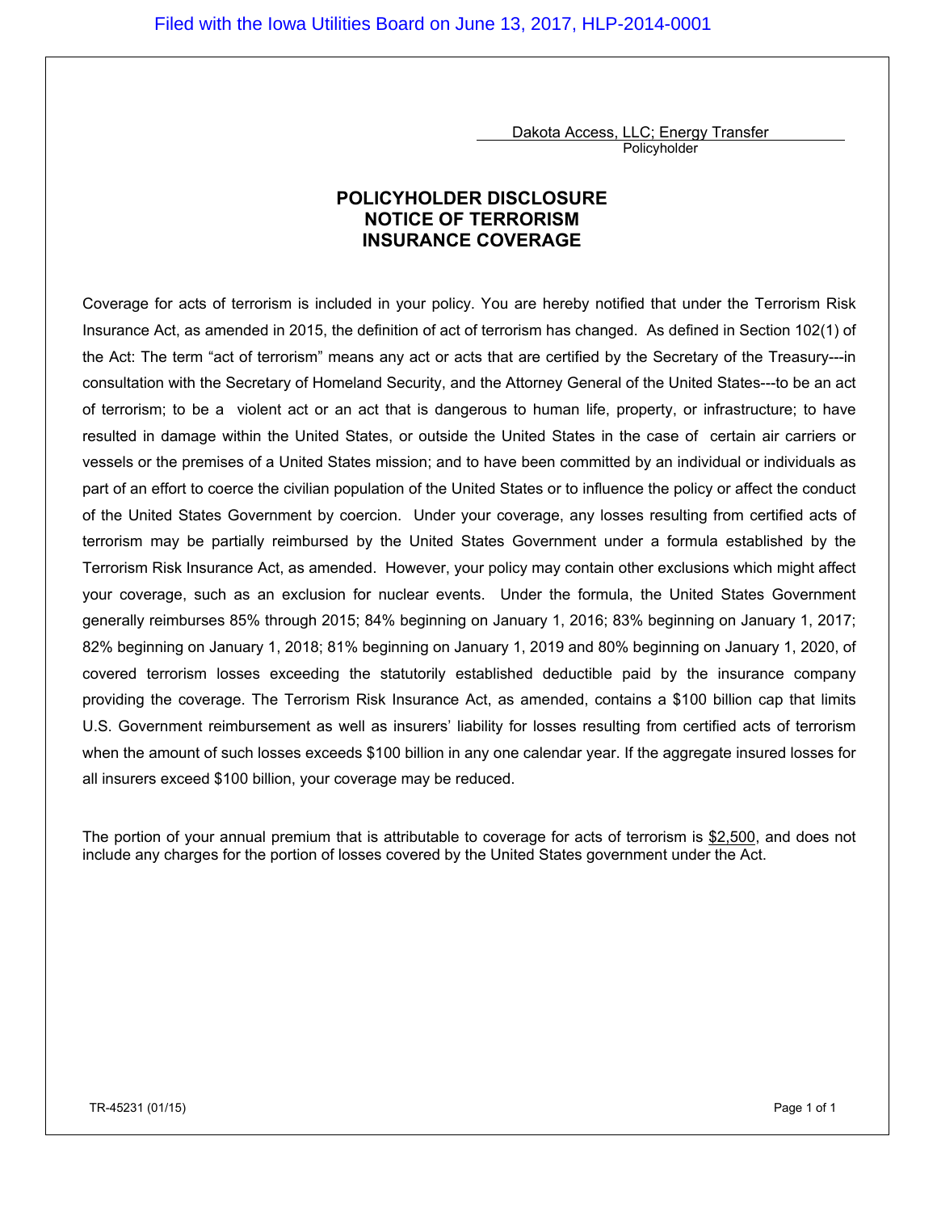Dakota Access, LLC; Energy Transfer
Policyholder

# POLICYHOLDER DISCLOSURE
# NOTICE OF TERRORISM
# INSURANCE COVERAGE

Coverage for acts of terrorism is included in your policy. You are hereby notified that under the Terrorism Risk Insurance Act, as amended in 2015, the definition of act of terrorism has changed. As defined in Section 102(1) of the Act: The term "act of terrorism" means any act or acts that are certified by the Secretary of the Treasury---in consultation with the Secretary of Homeland Security, and the Attorney General of the United States---to be an act of terrorism; to be a violent act or an act that is dangerous to human life, property, or infrastructure; to have resulted in damage within the United States, or outside the United States in the case of certain air carriers or vessels or the premises of a United States mission; and to have been committed by an individual or individuals as part of an effort to coerce the civilian population of the United States or to influence the policy or affect the conduct of the United States Government by coercion. Under your coverage, any losses resulting from certified acts of terrorism may be partially reimbursed by the United States Government under a formula established by the Terrorism Risk Insurance Act, as amended. However, your policy may contain other exclusions which might affect your coverage, such as an exclusion for nuclear events. Under the formula, the United States Government generally reimburses 85% through 2015; 84% beginning on January 1, 2016; 83% beginning on January 1, 2017; 82% beginning on January 1, 2018; 81% beginning on January 1, 2019 and 80% beginning on January 1, 2020, of covered terrorism losses exceeding the statutorily established deductible paid by the insurance company providing the coverage. The Terrorism Risk Insurance Act, as amended, contains a $100 billion cap that limits U.S. Government reimbursement as well as insurers' liability for losses resulting from certified acts of terrorism when the amount of such losses exceeds $100 billion in any one calendar year. If the aggregate insured losses for all insurers exceed $100 billion, your coverage may be reduced.

The portion of your annual premium that is attributable to coverage for acts of terrorism is $2,500, and does not include any charges for the portion of losses covered by the United States government under the Act.

TR-45231 (01/15)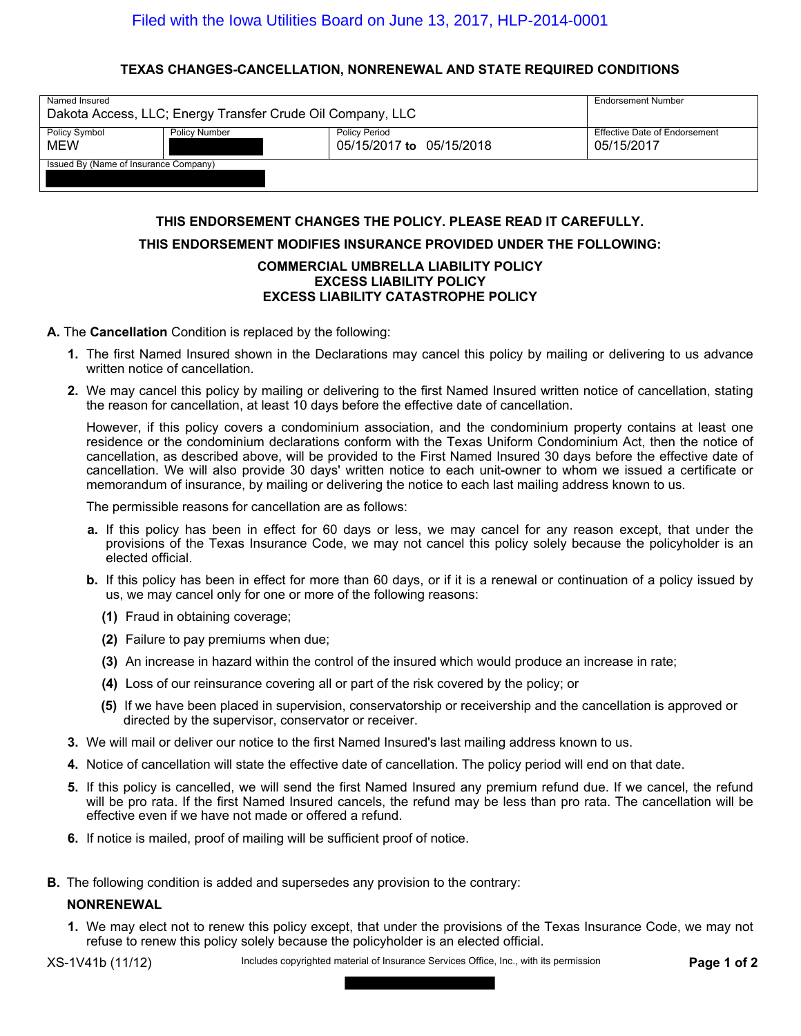Filed with the Iowa Utilities Board on June 13, 2017, HLP-2014-0001

## TEXAS CHANGES-CANCELLATION, NONRENEWAL AND STATE REQUIRED CONDITIONS

| Named Insured | | | Endorsement Number |
|---|---|---|---|
| Dakota Access, LLC; Energy Transfer Crude Oil Company, LLC | | | |
| Policy Symbol MEW | Policy Number | Policy Period 05/15/2017 **to** 05/15/2018 | Effective Date of Endorsement 05/15/2017 |
| Issued By (Name of Insurance Company) | | | |

**THIS ENDORSEMENT CHANGES THE POLICY. PLEASE READ IT CAREFULLY.**

**THIS ENDORSEMENT MODIFIES INSURANCE PROVIDED UNDER THE FOLLOWING:**

**COMMERCIAL UMBRELLA LIABILITY POLICY**
**EXCESS LIABILITY POLICY**
**EXCESS LIABILITY CATASTROPHE POLICY**

**A.** The **Cancellation** Condition is replaced by the following:

**1.** The first Named Insured shown in the Declarations may cancel this policy by mailing or delivering to us advance written notice of cancellation.

**2.** We may cancel this policy by mailing or delivering to the first Named Insured written notice of cancellation, stating the reason for cancellation, at least 10 days before the effective date of cancellation.

However, if this policy covers a condominium association, and the condominium property contains at least one residence or the condominium declarations conform with the Texas Uniform Condominium Act, then the notice of cancellation, as described above, will be provided to the First Named Insured 30 days before the effective date of cancellation. We will also provide 30 days' written notice to each unit-owner to whom we issued a certificate or memorandum of insurance, by mailing or delivering the notice to each last mailing address known to us.

The permissible reasons for cancellation are as follows:

**a.** If this policy has been in effect for 60 days or less, we may cancel for any reason except, that under the provisions of the Texas Insurance Code, we may not cancel this policy solely because the policyholder is an elected official.

**b.** If this policy has been in effect for more than 60 days, or if it is a renewal or continuation of a policy issued by us, we may cancel only for one or more of the following reasons:

**(1)** Fraud in obtaining coverage;

**(2)** Failure to pay premiums when due;

**(3)** An increase in hazard within the control of the insured which would produce an increase in rate;

**(4)** Loss of our reinsurance covering all or part of the risk covered by the policy; or

**(5)** If we have been placed in supervision, conservatorship or receivership and the cancellation is approved or directed by the supervisor, conservator or receiver.

**3.** We will mail or deliver our notice to the first Named Insured's last mailing address known to us.

**4.** Notice of cancellation will state the effective date of cancellation. The policy period will end on that date.

**5.** If this policy is cancelled, we will send the first Named Insured any premium refund due. If we cancel, the refund will be pro rata. If the first Named Insured cancels, the refund may be less than pro rata. The cancellation will be effective even if we have not made or offered a refund.

**6.** If notice is mailed, proof of mailing will be sufficient proof of notice.

**B.** The following condition is added and supersedes any provision to the contrary:

**NONRENEWAL**

**1.** We may elect not to renew this policy except, that under the provisions of the Texas Insurance Code, we may not refuse to renew this policy solely because the policyholder is an elected official.

XS-1V41b (11/12) Includes copyrighted material of Insurance Services Office, Inc., with its permission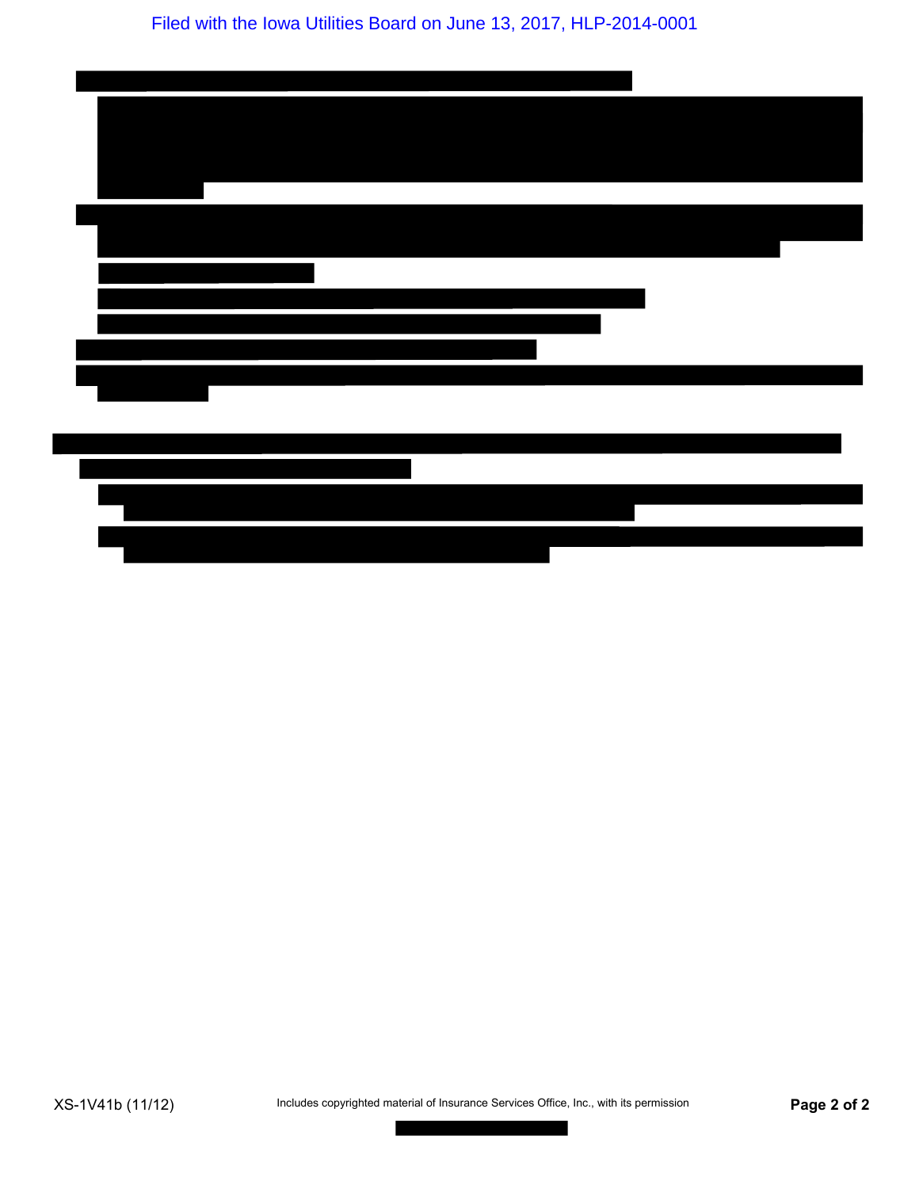Filed with the Iowa Utilities Board on June 13, 2017, HLP-2014-0001

XS-1V41b (11/12) Includes copyrighted material of Insurance Services Office, Inc., with its permission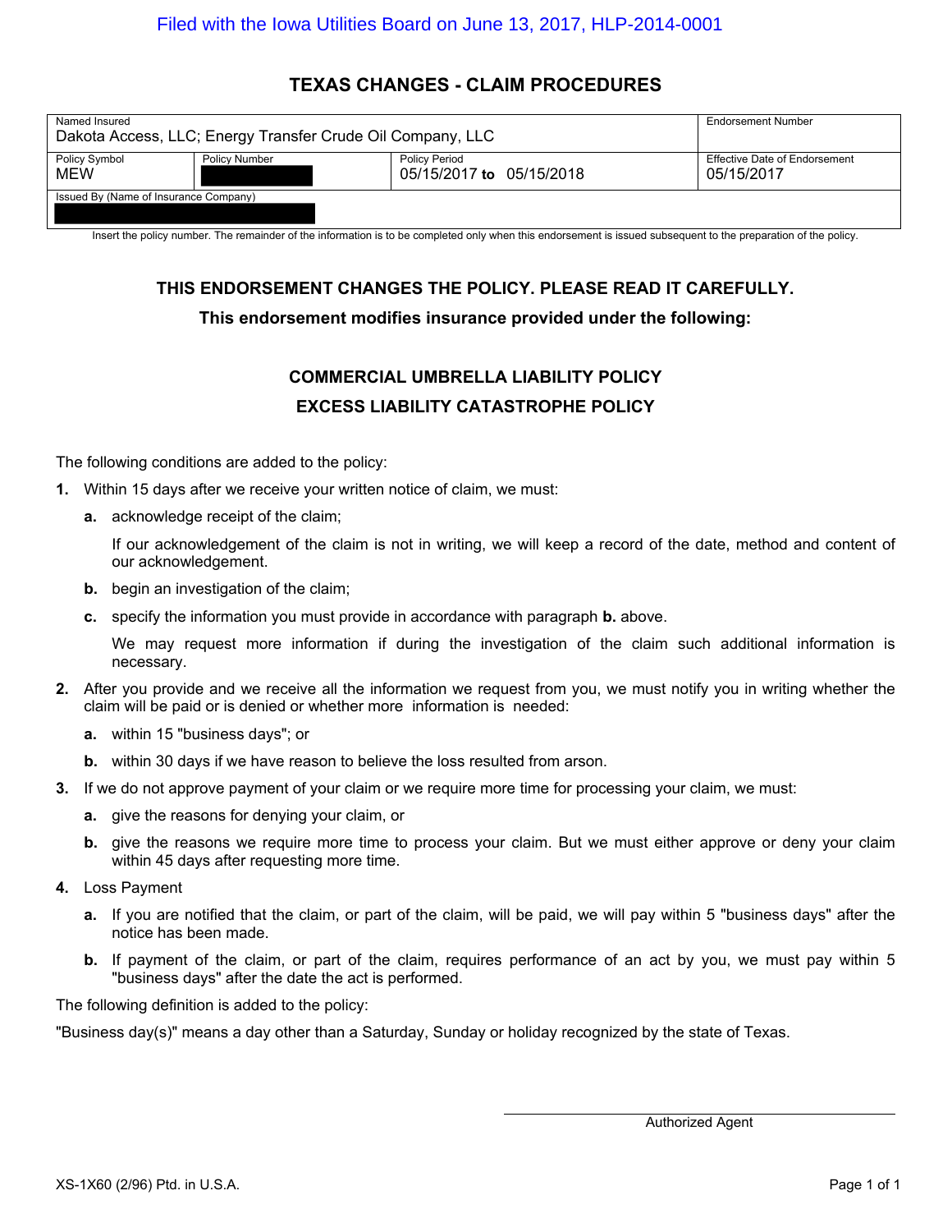Filed with the Iowa Utilities Board on June 13, 2017, HLP-2014-0001

# TEXAS CHANGES - CLAIM PROCEDURES

| Named Insured | | | Endorsement Number |
|---|---|---|---|
| Dakota Access, LLC; Energy Transfer Crude Oil Company, LLC | | | |
| Policy Symbol | Policy Number | Policy Period | Effective Date of Endorsement |
| MEW | | 05/15/2017 **to** 05/15/2018 | 05/15/2017 |
| Issued By (Name of Insurance Company) | | | |

Insert the policy number. The remainder of the information is to be completed only when this endorsement is issued subsequent to the preparation of the policy.

**THIS ENDORSEMENT CHANGES THE POLICY. PLEASE READ IT CAREFULLY.**

**This endorsement modifies insurance provided under the following:**

**COMMERCIAL UMBRELLA LIABILITY POLICY**

**EXCESS LIABILITY CATASTROPHE POLICY**

The following conditions are added to the policy:

**1.** Within 15 days after we receive your written notice of claim, we must:

   **a.** acknowledge receipt of the claim;

   If our acknowledgement of the claim is not in writing, we will keep a record of the date, method and content of our acknowledgement.

   **b.** begin an investigation of the claim;

   **c.** specify the information you must provide in accordance with paragraph **b.** above.

   We may request more information if during the investigation of the claim such additional information is necessary.

**2.** After you provide and we receive all the information we request from you, we must notify you in writing whether the claim will be paid or is denied or whether more information is needed:

   **a.** within 15 "business days"; or

   **b.** within 30 days if we have reason to believe the loss resulted from arson.

**3.** If we do not approve payment of your claim or we require more time for processing your claim, we must:

   **a.** give the reasons for denying your claim, or

   **b.** give the reasons we require more time to process your claim. But we must either approve or deny your claim within 45 days after requesting more time.

**4.** Loss Payment

   **a.** If you are notified that the claim, or part of the claim, will be paid, we will pay within 5 "business days" after the notice has been made.

   **b.** If payment of the claim, or part of the claim, requires performance of an act by you, we must pay within 5 "business days" after the date the act is performed.

The following definition is added to the policy:

"Business day(s)" means a day other than a Saturday, Sunday or holiday recognized by the state of Texas.

Authorized Agent

XS-1X60 (2/96) Ptd. in U.S.A.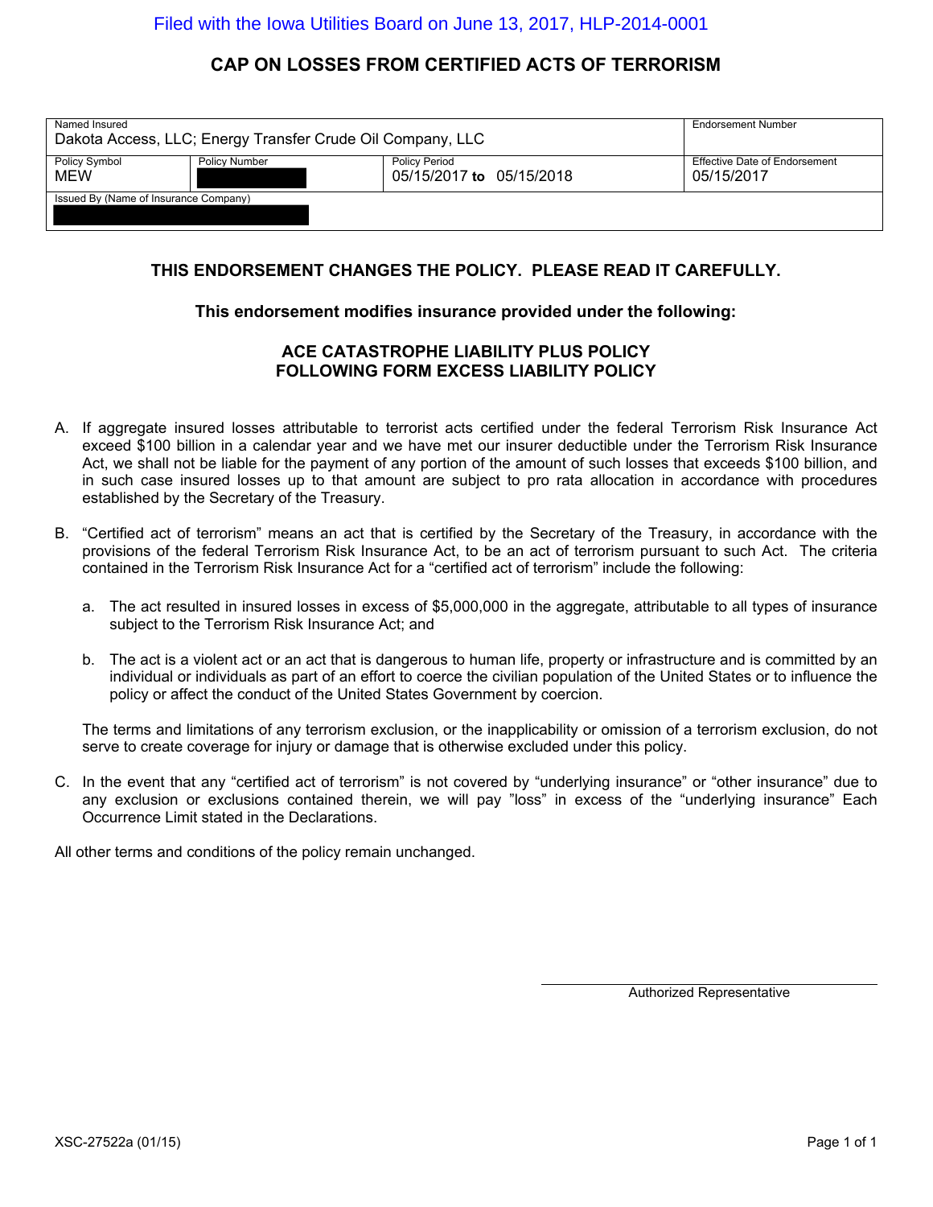Filed with the Iowa Utilities Board on June 13, 2017, HLP-2014-0001

# CAP ON LOSSES FROM CERTIFIED ACTS OF TERRORISM

| Named Insured | | | Endorsement Number |
|---|---|---|---|
| Dakota Access, LLC; Energy Transfer Crude Oil Company, LLC | | | |
| Policy Symbol: MEW | Policy Number: | Policy Period: 05/15/2017 **to** 05/15/2018 | Effective Date of Endorsement: 05/15/2017 |
| Issued By (Name of Insurance Company): | | | |

**THIS ENDORSEMENT CHANGES THE POLICY. PLEASE READ IT CAREFULLY.**

**This endorsement modifies insurance provided under the following:**

**ACE CATASTROPHE LIABILITY PLUS POLICY**
**FOLLOWING FORM EXCESS LIABILITY POLICY**

A. If aggregate insured losses attributable to terrorist acts certified under the federal Terrorism Risk Insurance Act exceed $100 billion in a calendar year and we have met our insurer deductible under the Terrorism Risk Insurance Act, we shall not be liable for the payment of any portion of the amount of such losses that exceeds $100 billion, and in such case insured losses up to that amount are subject to pro rata allocation in accordance with procedures established by the Secretary of the Treasury.

B. "Certified act of terrorism" means an act that is certified by the Secretary of the Treasury, in accordance with the provisions of the federal Terrorism Risk Insurance Act, to be an act of terrorism pursuant to such Act. The criteria contained in the Terrorism Risk Insurance Act for a "certified act of terrorism" include the following:

   a. The act resulted in insured losses in excess of $5,000,000 in the aggregate, attributable to all types of insurance subject to the Terrorism Risk Insurance Act; and

   b. The act is a violent act or an act that is dangerous to human life, property or infrastructure and is committed by an individual or individuals as part of an effort to coerce the civilian population of the United States or to influence the policy or affect the conduct of the United States Government by coercion.

   The terms and limitations of any terrorism exclusion, or the inapplicability or omission of a terrorism exclusion, do not serve to create coverage for injury or damage that is otherwise excluded under this policy.

C. In the event that any "certified act of terrorism" is not covered by "underlying insurance" or "other insurance" due to any exclusion or exclusions contained therein, we will pay "loss" in excess of the "underlying insurance" Each Occurrence Limit stated in the Declarations.

All other terms and conditions of the policy remain unchanged.

Authorized Representative

XSC-27522a (01/15)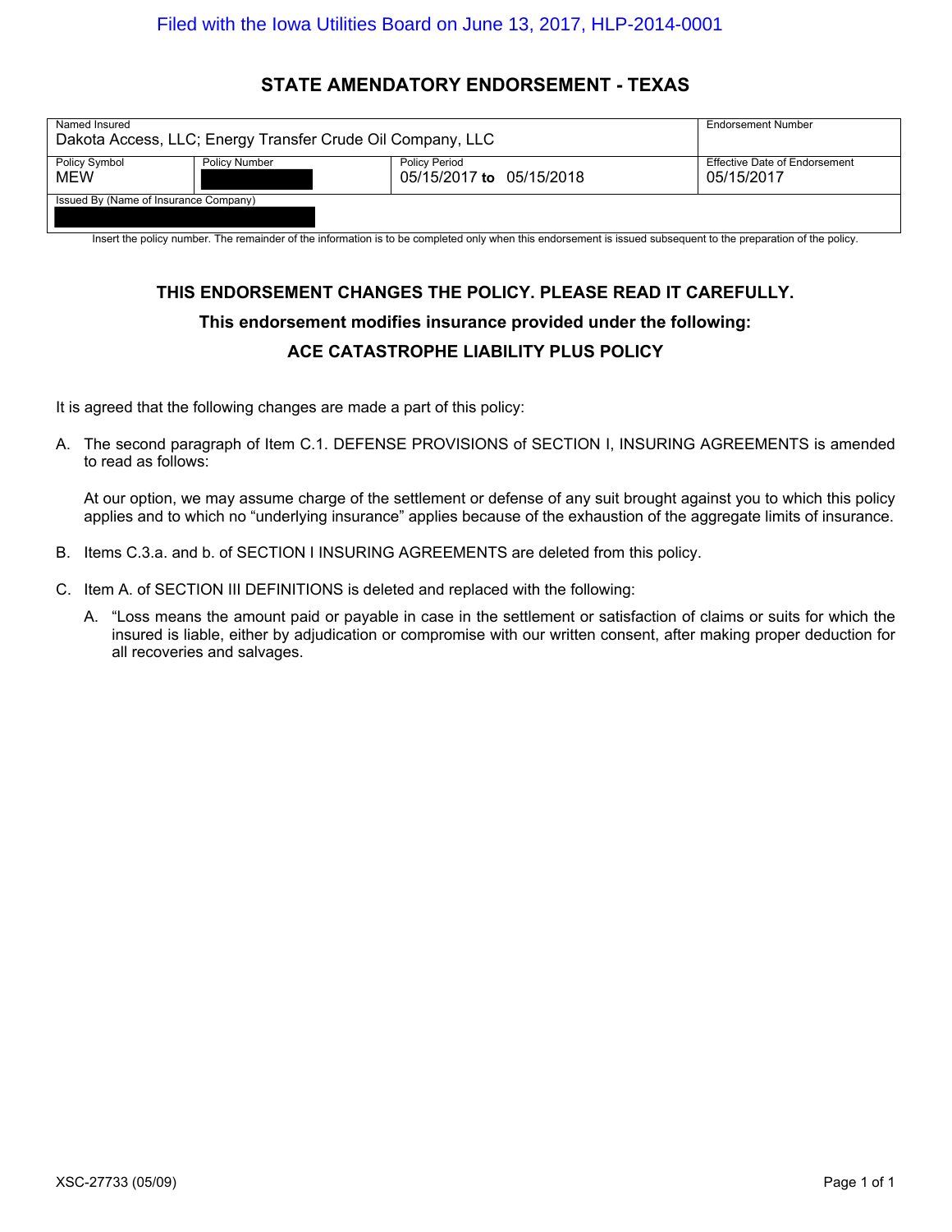Filed with the Iowa Utilities Board on June 13, 2017, HLP-2014-0001

# STATE AMENDATORY ENDORSEMENT - TEXAS

| Named Insured | | | Endorsement Number |
|---|---|---|---|
| Dakota Access, LLC; Energy Transfer Crude Oil Company, LLC | | | |
| Policy Symbol MEW | Policy Number [REDACTED] | Policy Period 05/15/2017 **to** 05/15/2018 | Effective Date of Endorsement 05/15/2017 |
| Issued By (Name of Insurance Company) [REDACTED] | | | |

Insert the policy number. The remainder of the information is to be completed only when this endorsement is issued subsequent to the preparation of the policy.

**THIS ENDORSEMENT CHANGES THE POLICY. PLEASE READ IT CAREFULLY.**

**This endorsement modifies insurance provided under the following:**

**ACE CATASTROPHE LIABILITY PLUS POLICY**

It is agreed that the following changes are made a part of this policy:

A. The second paragraph of Item C.1. DEFENSE PROVISIONS of SECTION I, INSURING AGREEMENTS is amended to read as follows:

   At our option, we may assume charge of the settlement or defense of any suit brought against you to which this policy applies and to which no "underlying insurance" applies because of the exhaustion of the aggregate limits of insurance.

B. Items C.3.a. and b. of SECTION I INSURING AGREEMENTS are deleted from this policy.

C. Item A. of SECTION III DEFINITIONS is deleted and replaced with the following:

   A. "Loss means the amount paid or payable in case in the settlement or satisfaction of claims or suits for which the insured is liable, either by adjudication or compromise with our written consent, after making proper deduction for all recoveries and salvages.

XSC-27733 (05/09)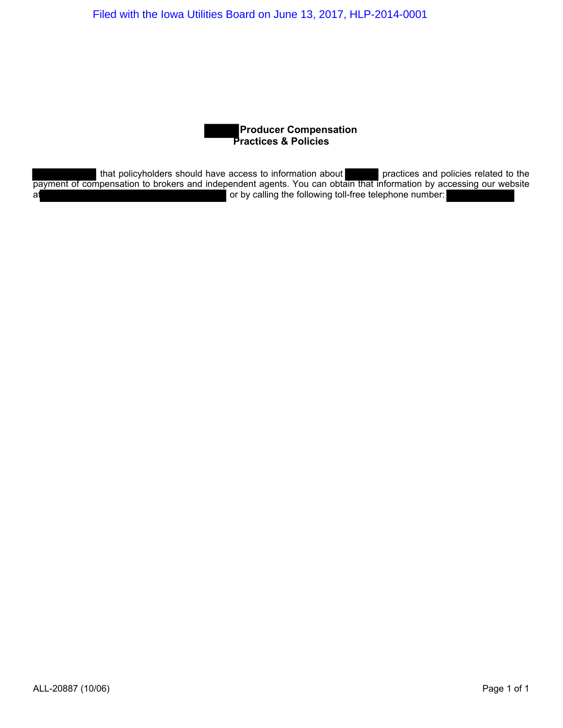Filed with the Iowa Utilities Board on June 13, 2017, HLP-2014-0001

# Producer Compensation Practices & Policies

that policyholders should have access to information about practices and policies related to the payment of compensation to brokers and independent agents. You can obtain that information by accessing our website at or by calling the following toll-free telephone number:

ALL-20887 (10/06)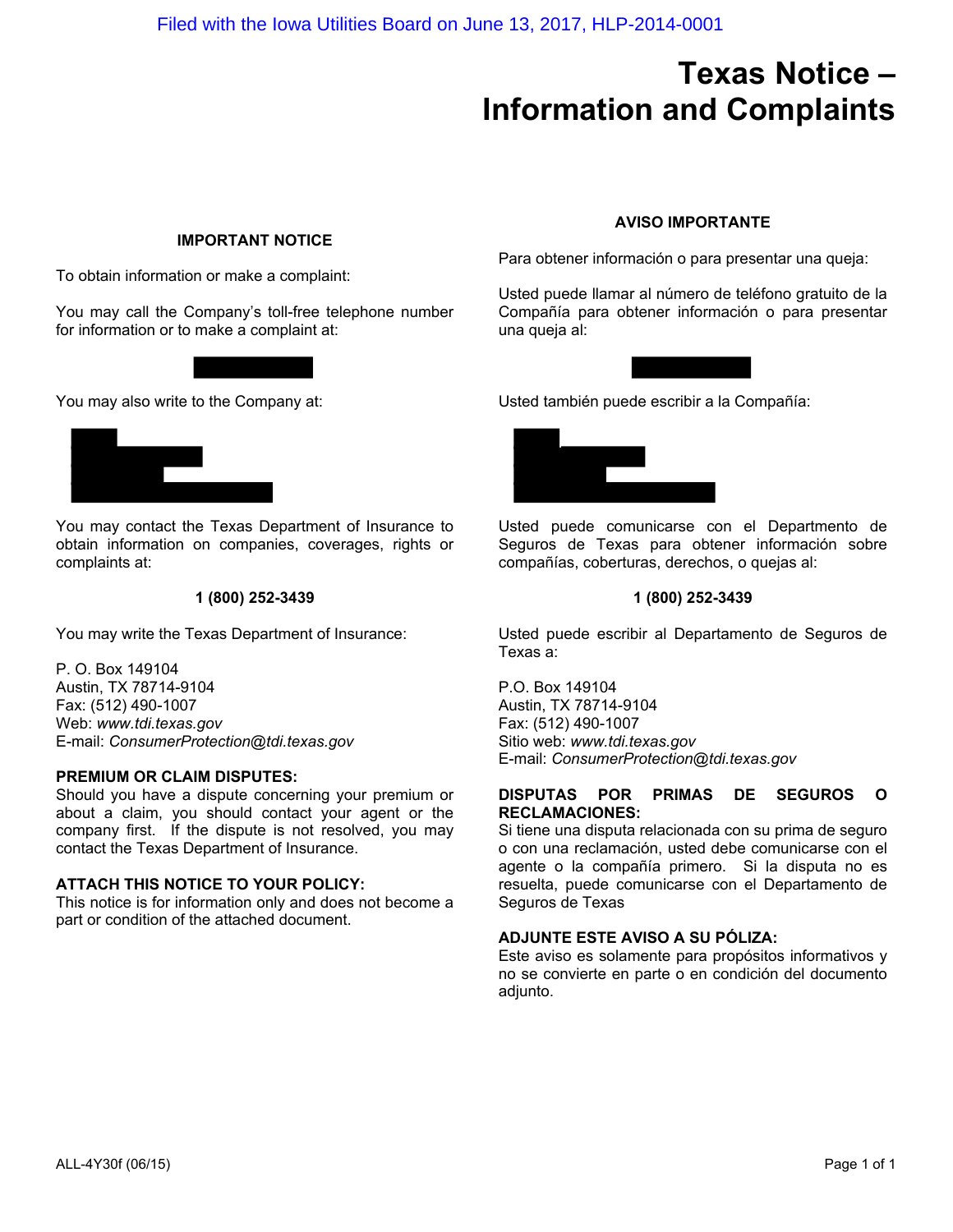# Texas Notice – Information and Complaints

### IMPORTANT NOTICE

To obtain information or make a complaint:

You may call the Company's toll-free telephone number for information or to make a complaint at:

You may also write to the Company at:

You may contact the Texas Department of Insurance to obtain information on companies, coverages, rights or complaints at:

**1 (800) 252-3439**

You may write the Texas Department of Insurance:

P. O. Box 149104
Austin, TX 78714-9104
Fax: (512) 490-1007
Web: *www.tdi.texas.gov*
E-mail: *ConsumerProtection@tdi.texas.gov*

**PREMIUM OR CLAIM DISPUTES:**
Should you have a dispute concerning your premium or about a claim, you should contact your agent or the company first. If the dispute is not resolved, you may contact the Texas Department of Insurance.

**ATTACH THIS NOTICE TO YOUR POLICY:**
This notice is for information only and does not become a part or condition of the attached document.

### AVISO IMPORTANTE

Para obtener información o para presentar una queja:

Usted puede llamar al número de teléfono gratuito de la Compañía para obtener información o para presentar una queja al:

Usted también puede escribir a la Compañía:

Usted puede comunicarse con el Departmento de Seguros de Texas para obtener información sobre compañías, coberturas, derechos, o quejas al:

**1 (800) 252-3439**

Usted puede escribir al Departamento de Seguros de Texas a:

P.O. Box 149104
Austin, TX 78714-9104
Fax: (512) 490-1007
Sitio web: *www.tdi.texas.gov*
E-mail: *ConsumerProtection@tdi.texas.gov*

**DISPUTAS POR PRIMAS DE SEGUROS O RECLAMACIONES:**
Si tiene una disputa relacionada con su prima de seguro o con una reclamación, usted debe comunicarse con el agente o la compañía primero. Si la disputa no es resuelta, puede comunicarse con el Departamento de Seguros de Texas

**ADJUNTE ESTE AVISO A SU PÓLIZA:**
Este aviso es solamente para propósitos informativos y no se convierte en parte o en condición del documento adjunto.

ALL-4Y30f (06/15)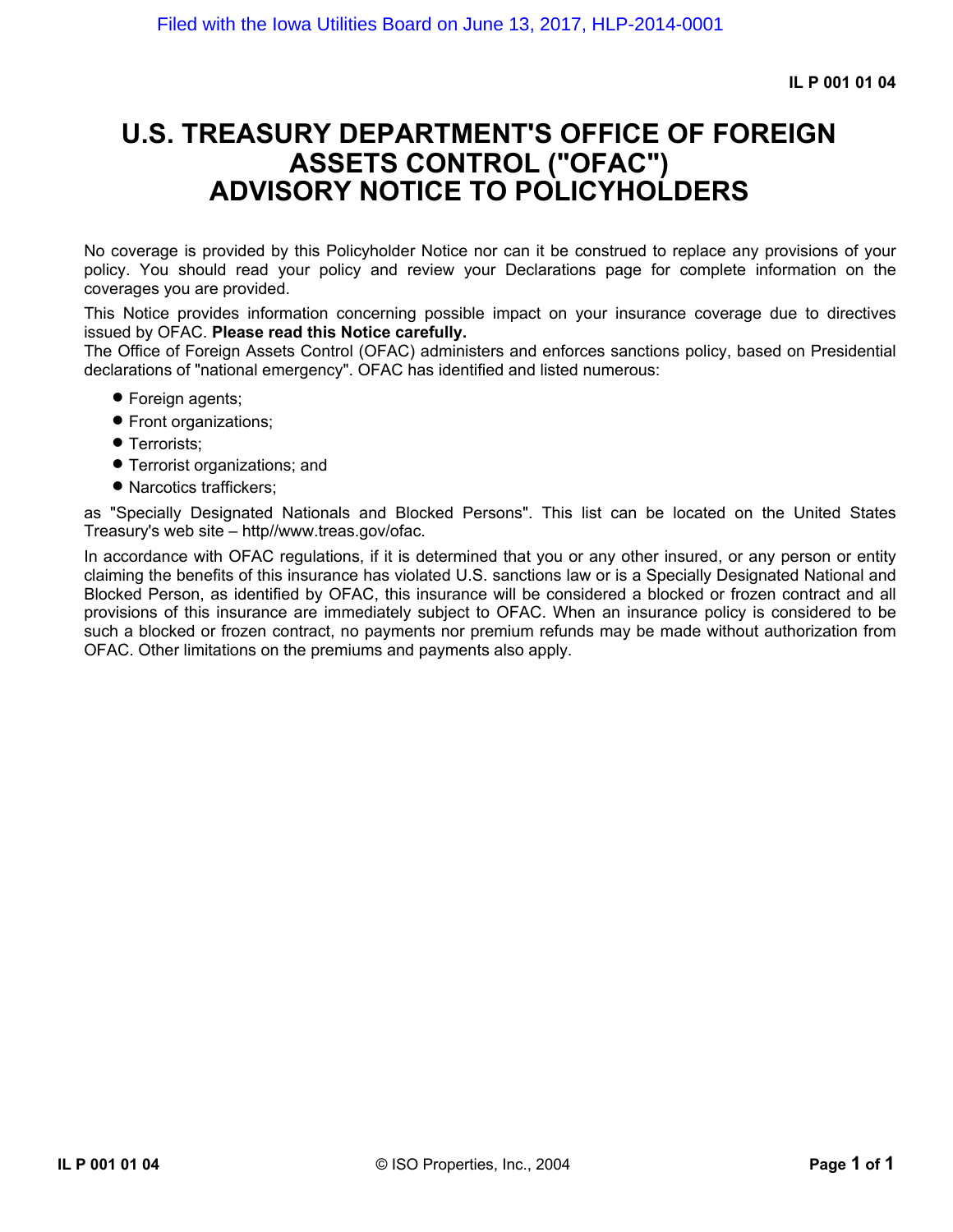# U.S. TREASURY DEPARTMENT'S OFFICE OF FOREIGN ASSETS CONTROL ("OFAC") ADVISORY NOTICE TO POLICYHOLDERS

No coverage is provided by this Policyholder Notice nor can it be construed to replace any provisions of your policy. You should read your policy and review your Declarations page for complete information on the coverages you are provided.

This Notice provides information concerning possible impact on your insurance coverage due to directives issued by OFAC. **Please read this Notice carefully.**

The Office of Foreign Assets Control (OFAC) administers and enforces sanctions policy, based on Presidential declarations of "national emergency". OFAC has identified and listed numerous:

- Foreign agents;
- Front organizations;
- Terrorists;
- Terrorist organizations; and
- Narcotics traffickers;

as "Specially Designated Nationals and Blocked Persons". This list can be located on the United States Treasury's web site – http//www.treas.gov/ofac.

In accordance with OFAC regulations, if it is determined that you or any other insured, or any person or entity claiming the benefits of this insurance has violated U.S. sanctions law or is a Specially Designated National and Blocked Person, as identified by OFAC, this insurance will be considered a blocked or frozen contract and all provisions of this insurance are immediately subject to OFAC. When an insurance policy is considered to be such a blocked or frozen contract, no payments nor premium refunds may be made without authorization from OFAC. Other limitations on the premiums and payments also apply.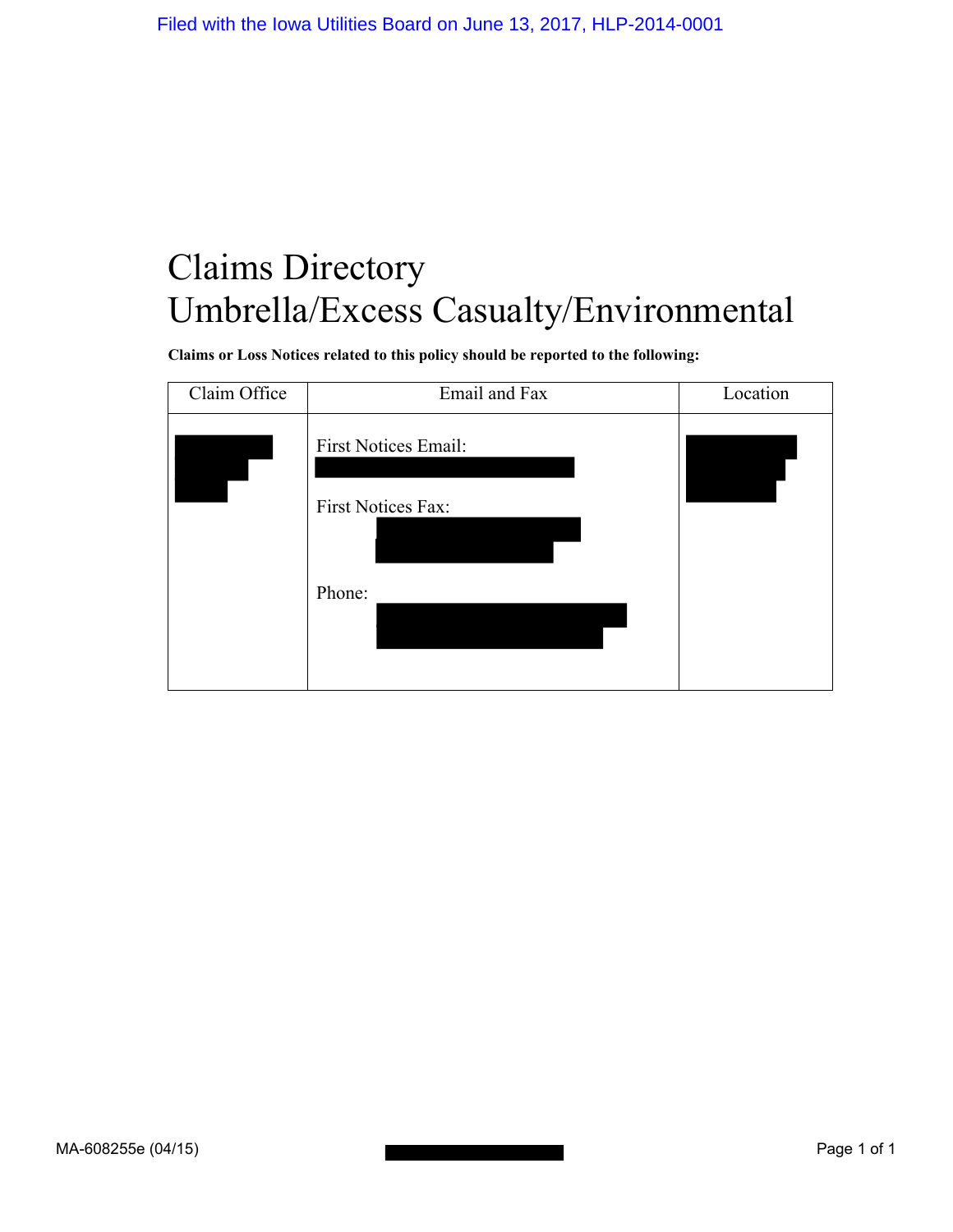# Claims Directory
# Umbrella/Excess Casualty/Environmental

**Claims or Loss Notices related to this policy should be reported to the following:**

| Claim Office | Email and Fax | Location |
|---|---|---|
| | First Notices Email:<br><br>First Notices Fax:<br><br>Phone: | |

MA-608255e (04/15)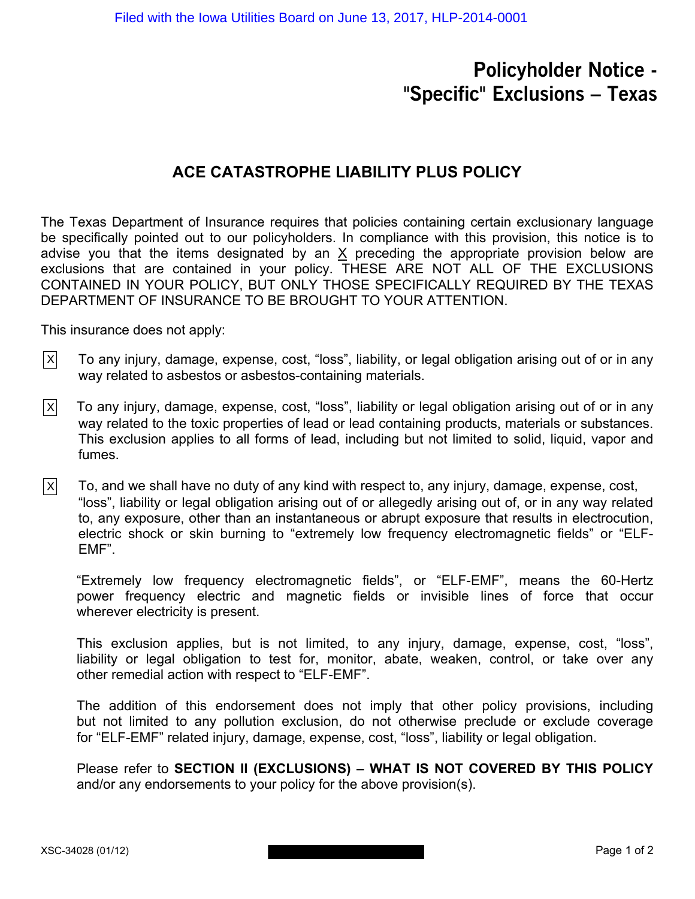Filed with the Iowa Utilities Board on June 13, 2017, HLP-2014-0001

# Policyholder Notice - "Specific" Exclusions – Texas

## ACE CATASTROPHE LIABILITY PLUS POLICY

The Texas Department of Insurance requires that policies containing certain exclusionary language be specifically pointed out to our policyholders. In compliance with this provision, this notice is to advise you that the items designated by an X preceding the appropriate provision below are exclusions that are contained in your policy. THESE ARE NOT ALL OF THE EXCLUSIONS CONTAINED IN YOUR POLICY, BUT ONLY THOSE SPECIFICALLY REQUIRED BY THE TEXAS DEPARTMENT OF INSURANCE TO BE BROUGHT TO YOUR ATTENTION.

This insurance does not apply:

[X] To any injury, damage, expense, cost, "loss", liability, or legal obligation arising out of or in any way related to asbestos or asbestos-containing materials.

[X] To any injury, damage, expense, cost, "loss", liability or legal obligation arising out of or in any way related to the toxic properties of lead or lead containing products, materials or substances. This exclusion applies to all forms of lead, including but not limited to solid, liquid, vapor and fumes.

[X] To, and we shall have no duty of any kind with respect to, any injury, damage, expense, cost, "loss", liability or legal obligation arising out of or allegedly arising out of, or in any way related to, any exposure, other than an instantaneous or abrupt exposure that results in electrocution, electric shock or skin burning to "extremely low frequency electromagnetic fields" or "ELF-EMF".

"Extremely low frequency electromagnetic fields", or "ELF-EMF", means the 60-Hertz power frequency electric and magnetic fields or invisible lines of force that occur wherever electricity is present.

This exclusion applies, but is not limited, to any injury, damage, expense, cost, "loss", liability or legal obligation to test for, monitor, abate, weaken, control, or take over any other remedial action with respect to "ELF-EMF".

The addition of this endorsement does not imply that other policy provisions, including but not limited to any pollution exclusion, do not otherwise preclude or exclude coverage for "ELF-EMF" related injury, damage, expense, cost, "loss", liability or legal obligation.

Please refer to **SECTION II (EXCLUSIONS) – WHAT IS NOT COVERED BY THIS POLICY** and/or any endorsements to your policy for the above provision(s).

XSC-34028 (01/12)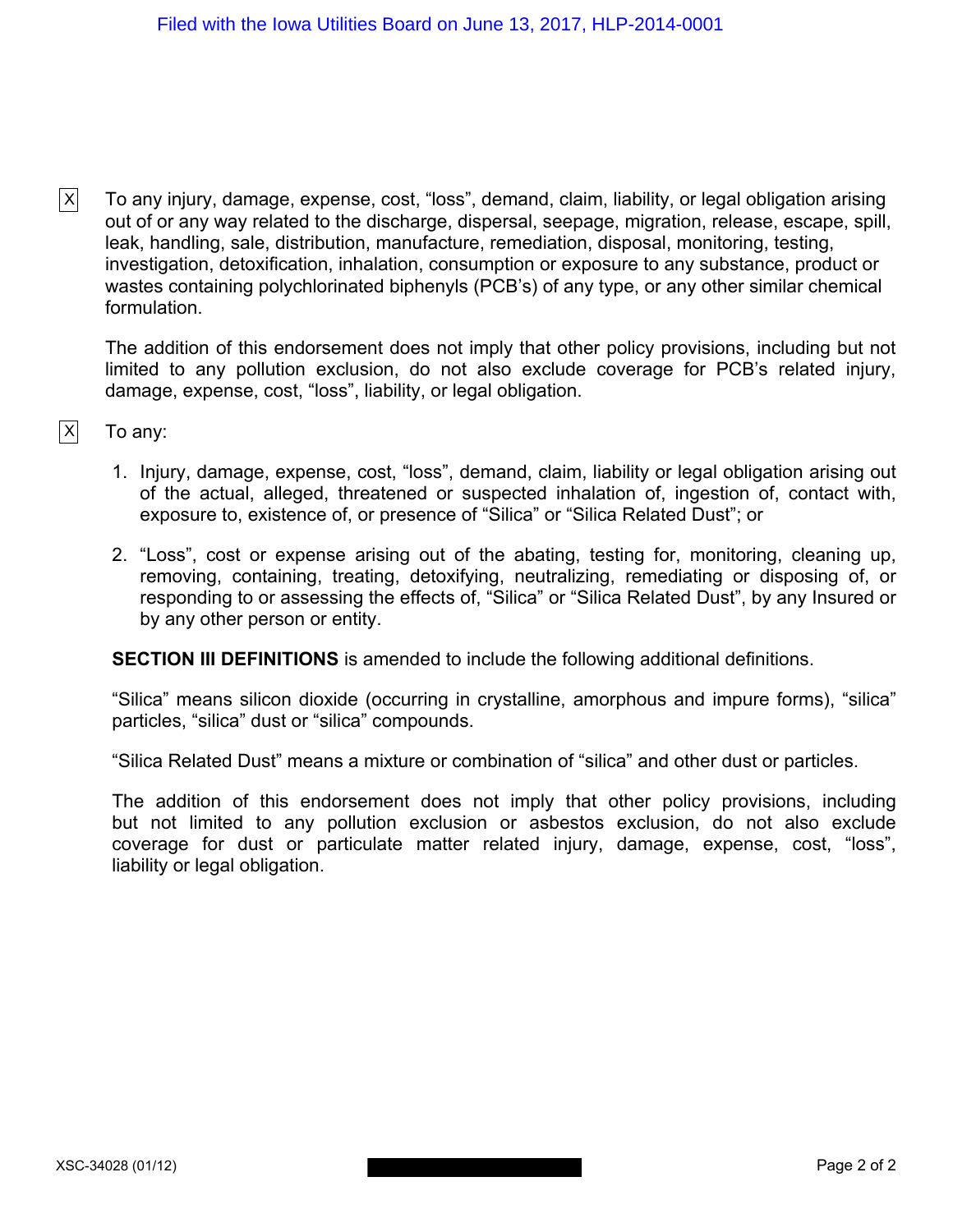☒ To any injury, damage, expense, cost, "loss", demand, claim, liability, or legal obligation arising out of or any way related to the discharge, dispersal, seepage, migration, release, escape, spill, leak, handling, sale, distribution, manufacture, remediation, disposal, monitoring, testing, investigation, detoxification, inhalation, consumption or exposure to any substance, product or wastes containing polychlorinated biphenyls (PCB's) of any type, or any other similar chemical formulation.

The addition of this endorsement does not imply that other policy provisions, including but not limited to any pollution exclusion, do not also exclude coverage for PCB's related injury, damage, expense, cost, "loss", liability, or legal obligation.

☒ To any:

1. Injury, damage, expense, cost, "loss", demand, claim, liability or legal obligation arising out of the actual, alleged, threatened or suspected inhalation of, ingestion of, contact with, exposure to, existence of, or presence of "Silica" or "Silica Related Dust"; or
2. "Loss", cost or expense arising out of the abating, testing for, monitoring, cleaning up, removing, containing, treating, detoxifying, neutralizing, remediating or disposing of, or responding to or assessing the effects of, "Silica" or "Silica Related Dust", by any Insured or by any other person or entity.

**SECTION III DEFINITIONS** is amended to include the following additional definitions.

"Silica" means silicon dioxide (occurring in crystalline, amorphous and impure forms), "silica" particles, "silica" dust or "silica" compounds.

"Silica Related Dust" means a mixture or combination of "silica" and other dust or particles.

The addition of this endorsement does not imply that other policy provisions, including but not limited to any pollution exclusion or asbestos exclusion, do not also exclude coverage for dust or particulate matter related injury, damage, expense, cost, "loss", liability or legal obligation.

XSC-34028 (01/12)